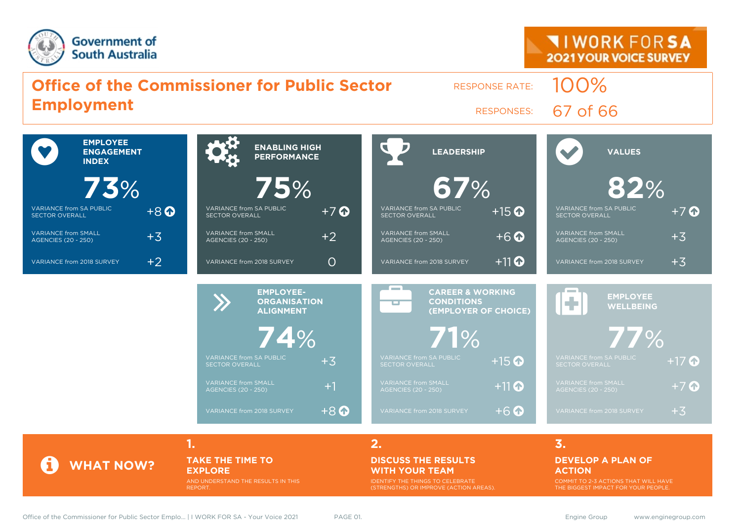Government of South Australia

**I WORK FOR SA**
**2021 YOUR VOICE SURVEY**

# Office of the Commissioner for Public Sector Employment

RESPONSE RATE: 100%

RESPONSES: 67 of 66

## EMPLOYEE ENGAGEMENT INDEX

**73%**

| | |
|---|---|
| VARIANCE from SA PUBLIC SECTOR OVERALL | +8 |
| VARIANCE from SMALL AGENCIES (20 - 250) | +3 |
| VARIANCE from 2018 SURVEY | +2 |

## ENABLING HIGH PERFORMANCE

**75%**

| | |
|---|---|
| VARIANCE from SA PUBLIC SECTOR OVERALL | +7 |
| VARIANCE from SMALL AGENCIES (20 - 250) | +2 |
| VARIANCE from 2018 SURVEY | 0 |

## LEADERSHIP

**67%**

| | |
|---|---|
| VARIANCE from SA PUBLIC SECTOR OVERALL | +15 |
| VARIANCE from SMALL AGENCIES (20 - 250) | +6 |
| VARIANCE from 2018 SURVEY | +11 |

## VALUES

**82%**

| | |
|---|---|
| VARIANCE from SA PUBLIC SECTOR OVERALL | +7 |
| VARIANCE from SMALL AGENCIES (20 - 250) | +3 |
| VARIANCE from 2018 SURVEY | +3 |

## EMPLOYEE-ORGANISATION ALIGNMENT

**74%**

| | |
|---|---|
| VARIANCE from SA PUBLIC SECTOR OVERALL | +3 |
| VARIANCE from SMALL AGENCIES (20 - 250) | +1 |
| VARIANCE from 2018 SURVEY | +8 |

## CAREER & WORKING CONDITIONS (EMPLOYER OF CHOICE)

**71%**

| | |
|---|---|
| VARIANCE from SA PUBLIC SECTOR OVERALL | +15 |
| VARIANCE from SMALL AGENCIES (20 - 250) | +11 |
| VARIANCE from 2018 SURVEY | +6 |

## EMPLOYEE WELLBEING

**77%**

| | |
|---|---|
| VARIANCE from SA PUBLIC SECTOR OVERALL | +17 |
| VARIANCE from SMALL AGENCIES (20 - 250) | +7 |
| VARIANCE from 2018 SURVEY | +3 |

## WHAT NOW?

**1. TAKE THE TIME TO EXPLORE**

AND UNDERSTAND THE RESULTS IN THIS REPORT.

**2. DISCUSS THE RESULTS WITH YOUR TEAM**

IDENTIFY THE THINGS TO CELEBRATE (STRENGTHS) OR IMPROVE (ACTION AREAS).

**3. DEVELOP A PLAN OF ACTION**

COMMIT TO 2-3 ACTIONS THAT WILL HAVE THE BIGGEST IMPACT FOR YOUR PEOPLE.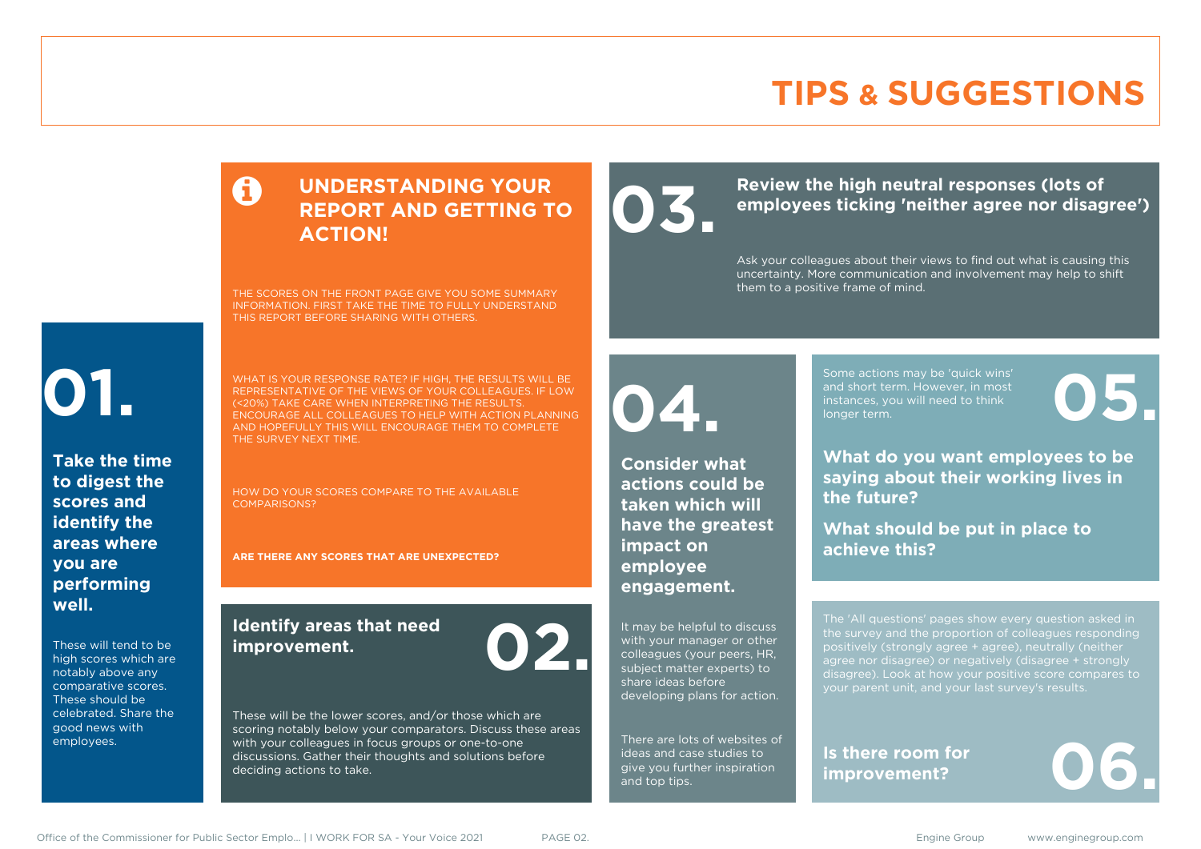# TIPS & SUGGESTIONS

## UNDERSTANDING YOUR REPORT AND GETTING TO ACTION!

THE SCORES ON THE FRONT PAGE GIVE YOU SOME SUMMARY INFORMATION. FIRST TAKE THE TIME TO FULLY UNDERSTAND THIS REPORT BEFORE SHARING WITH OTHERS.

WHAT IS YOUR RESPONSE RATE? IF HIGH, THE RESULTS WILL BE REPRESENTATIVE OF THE VIEWS OF YOUR COLLEAGUES. IF LOW (<20%) TAKE CARE WHEN INTERPRETING THE RESULTS. ENCOURAGE ALL COLLEAGUES TO HELP WITH ACTION PLANNING AND HOPEFULLY THIS WILL ENCOURAGE THEM TO COMPLETE THE SURVEY NEXT TIME.

HOW DO YOUR SCORES COMPARE TO THE AVAILABLE COMPARISONS?

**ARE THERE ANY SCORES THAT ARE UNEXPECTED?**

## 01.

**Take the time to digest the scores and identify the areas where you are performing well.**

These will tend to be high scores which are notably above any comparative scores. These should be celebrated. Share the good news with employees.

## 02.

**Identify areas that need improvement.**

These will be the lower scores, and/or those which are scoring notably below your comparators. Discuss these areas with your colleagues in focus groups or one-to-one discussions. Gather their thoughts and solutions before deciding actions to take.

## 03.

**Review the high neutral responses (lots of employees ticking 'neither agree nor disagree')**

Ask your colleagues about their views to find out what is causing this uncertainty. More communication and involvement may help to shift them to a positive frame of mind.

## 04.

**Consider what actions could be taken which will have the greatest impact on employee engagement.**

It may be helpful to discuss with your manager or other colleagues (your peers, HR, subject matter experts) to share ideas before developing plans for action.

There are lots of websites of ideas and case studies to give you further inspiration and top tips.

## 05.

Some actions may be 'quick wins' and short term. However, in most instances, you will need to think longer term.

**What do you want employees to be saying about their working lives in the future?**

**What should be put in place to achieve this?**

## 06.

The 'All questions' pages show every question asked in the survey and the proportion of colleagues responding positively (strongly agree + agree), neutrally (neither agree nor disagree) or negatively (disagree + strongly disagree). Look at how your positive score compares to your parent unit, and your last survey's results.

**Is there room for improvement?**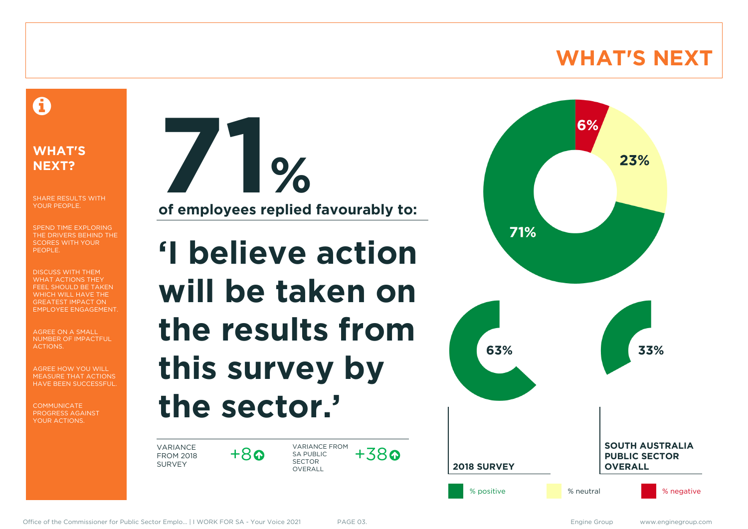# WHAT'S NEXT

## WHAT'S NEXT?

SHARE RESULTS WITH YOUR PEOPLE.

SPEND TIME EXPLORING THE DRIVERS BEHIND THE SCORES WITH YOUR PEOPLE.

DISCUSS WITH THEM WHAT ACTIONS THEY FEEL SHOULD BE TAKEN WHICH WILL HAVE THE GREATEST IMPACT ON EMPLOYEE ENGAGEMENT.

AGREE ON A SMALL NUMBER OF IMPACTFUL ACTIONS.

AGREE HOW YOU WILL MEASURE THAT ACTIONS HAVE BEEN SUCCESSFUL.

COMMUNICATE PROGRESS AGAINST YOUR ACTIONS.

**71%**

**of employees replied favourably to:**

# 'I believe action will be taken on the results from this survey by the sector.'

| VARIANCE FROM 2018 SURVEY | +8 ↑ | VARIANCE FROM SA PUBLIC SECTOR OVERALL | +38 ↑ |
|---|---|---|---|

| | % positive | % neutral | % negative |
|---|---|---|---|
| 2021 | 71% | 23% | 6% |
| 2018 SURVEY | 63% | | |
| SOUTH AUSTRALIA PUBLIC SECTOR OVERALL | 33% | | |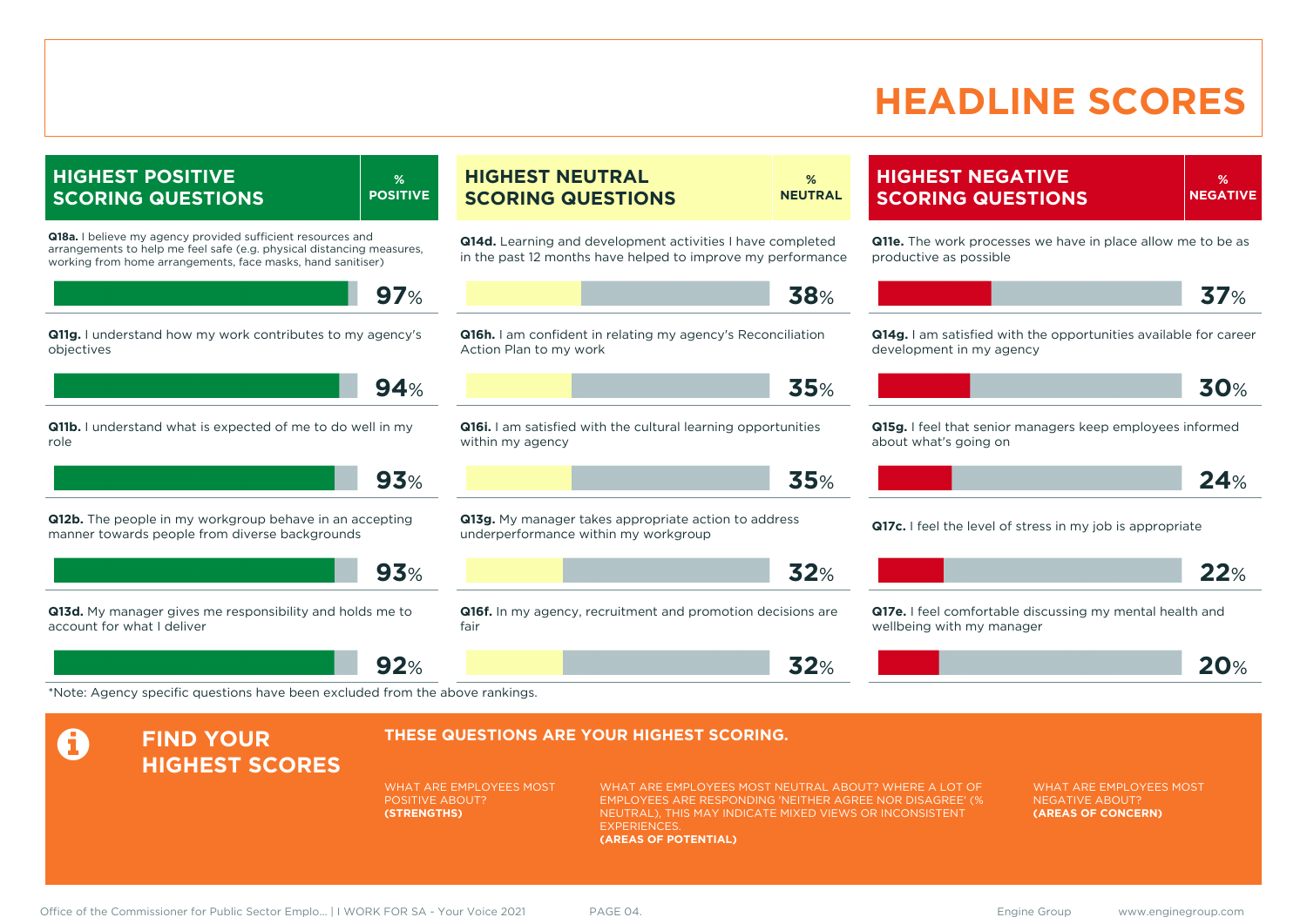# HEADLINE SCORES

## HIGHEST POSITIVE SCORING QUESTIONS

| Question | % POSITIVE |
|---|---|
| **Q18a.** I believe my agency provided sufficient resources and arrangements to help me feel safe (e.g. physical distancing measures, working from home arrangements, face masks, hand sanitiser) | 97% |
| **Q11g.** I understand how my work contributes to my agency's objectives | 94% |
| **Q11b.** I understand what is expected of me to do well in my role | 93% |
| **Q12b.** The people in my workgroup behave in an accepting manner towards people from diverse backgrounds | 93% |
| **Q13d.** My manager gives me responsibility and holds me to account for what I deliver | 92% |

## HIGHEST NEUTRAL SCORING QUESTIONS

| Question | % NEUTRAL |
|---|---|
| **Q14d.** Learning and development activities I have completed in the past 12 months have helped to improve my performance | 38% |
| **Q16h.** I am confident in relating my agency's Reconciliation Action Plan to my work | 35% |
| **Q16i.** I am satisfied with the cultural learning opportunities within my agency | 35% |
| **Q13g.** My manager takes appropriate action to address underperformance within my workgroup | 32% |
| **Q16f.** In my agency, recruitment and promotion decisions are fair | 32% |

## HIGHEST NEGATIVE SCORING QUESTIONS

| Question | % NEGATIVE |
|---|---|
| **Q11e.** The work processes we have in place allow me to be as productive as possible | 37% |
| **Q14g.** I am satisfied with the opportunities available for career development in my agency | 30% |
| **Q15g.** I feel that senior managers keep employees informed about what's going on | 24% |
| **Q17c.** I feel the level of stress in my job is appropriate | 22% |
| **Q17e.** I feel comfortable discussing my mental health and wellbeing with my manager | 20% |

*Note: Agency specific questions have been excluded from the above rankings.

## FIND YOUR HIGHEST SCORES

**THESE QUESTIONS ARE YOUR HIGHEST SCORING.**

WHAT ARE EMPLOYEES MOST POSITIVE ABOUT?
**(STRENGTHS)**

WHAT ARE EMPLOYEES MOST NEUTRAL ABOUT? WHERE A LOT OF EMPLOYEES ARE RESPONDING 'NEITHER AGREE NOR DISAGREE' (% NEUTRAL), THIS MAY INDICATE MIXED VIEWS OR INCONSISTENT EXPERIENCES.
**(AREAS OF POTENTIAL)**

WHAT ARE EMPLOYEES MOST NEGATIVE ABOUT?
**(AREAS OF CONCERN)**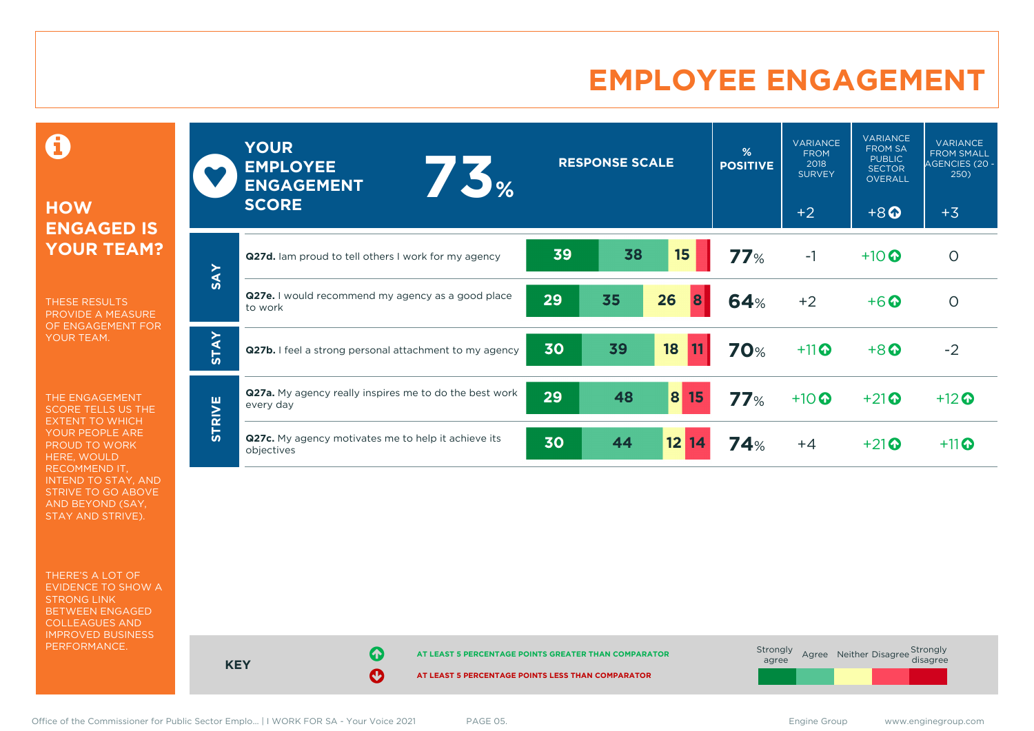# EMPLOYEE ENGAGEMENT

## HOW ENGAGED IS YOUR TEAM?

THESE RESULTS PROVIDE A MEASURE OF ENGAGEMENT FOR YOUR TEAM.

THE ENGAGEMENT SCORE TELLS US THE EXTENT TO WHICH YOUR PEOPLE ARE PROUD TO WORK HERE, WOULD RECOMMEND IT, INTEND TO STAY, AND STRIVE TO GO ABOVE AND BEYOND (SAY, STAY AND STRIVE).

THERE'S A LOT OF EVIDENCE TO SHOW A STRONG LINK BETWEEN ENGAGED COLLEAGUES AND IMPROVED BUSINESS PERFORMANCE.

**YOUR EMPLOYEE ENGAGEMENT SCORE: 73%**

| | Question | Strongly agree | Agree | Neither | Disagree | Strongly disagree | % POSITIVE | VARIANCE FROM 2018 SURVEY | VARIANCE FROM SA PUBLIC SECTOR OVERALL | VARIANCE FROM SMALL AGENCIES (20 - 250) |
|---|---|---|---|---|---|---|---|---|---|---|
| **Employee Engagement Score** | | | | | | | 73% | +2 | +8 ↑ | +3 |
| SAY | **Q27d.** Iam proud to tell others I work for my agency | 39 | 38 | 15 | | | 77% | -1 | +10 ↑ | 0 |
| SAY | **Q27e.** I would recommend my agency as a good place to work | 29 | 35 | 26 | 8 | | 64% | +2 | +6 ↑ | 0 |
| STAY | **Q27b.** I feel a strong personal attachment to my agency | 30 | 39 | 18 | 11 | | 70% | +11 ↑ | +8 ↑ | -2 |
| STRIVE | **Q27a.** My agency really inspires me to do the best work every day | 29 | 48 | 8 | 15 | | 77% | +10 ↑ | +21 ↑ | +12 ↑ |
| STRIVE | **Q27c.** My agency motivates me to help it achieve its objectives | 30 | 44 | 12 | 14 | | 74% | +4 | +21 ↑ | +11 ↑ |

**KEY**

↑ AT LEAST 5 PERCENTAGE POINTS GREATER THAN COMPARATOR

↓ AT LEAST 5 PERCENTAGE POINTS LESS THAN COMPARATOR

Response scale: Strongly agree, Agree, Neither, Disagree, Strongly disagree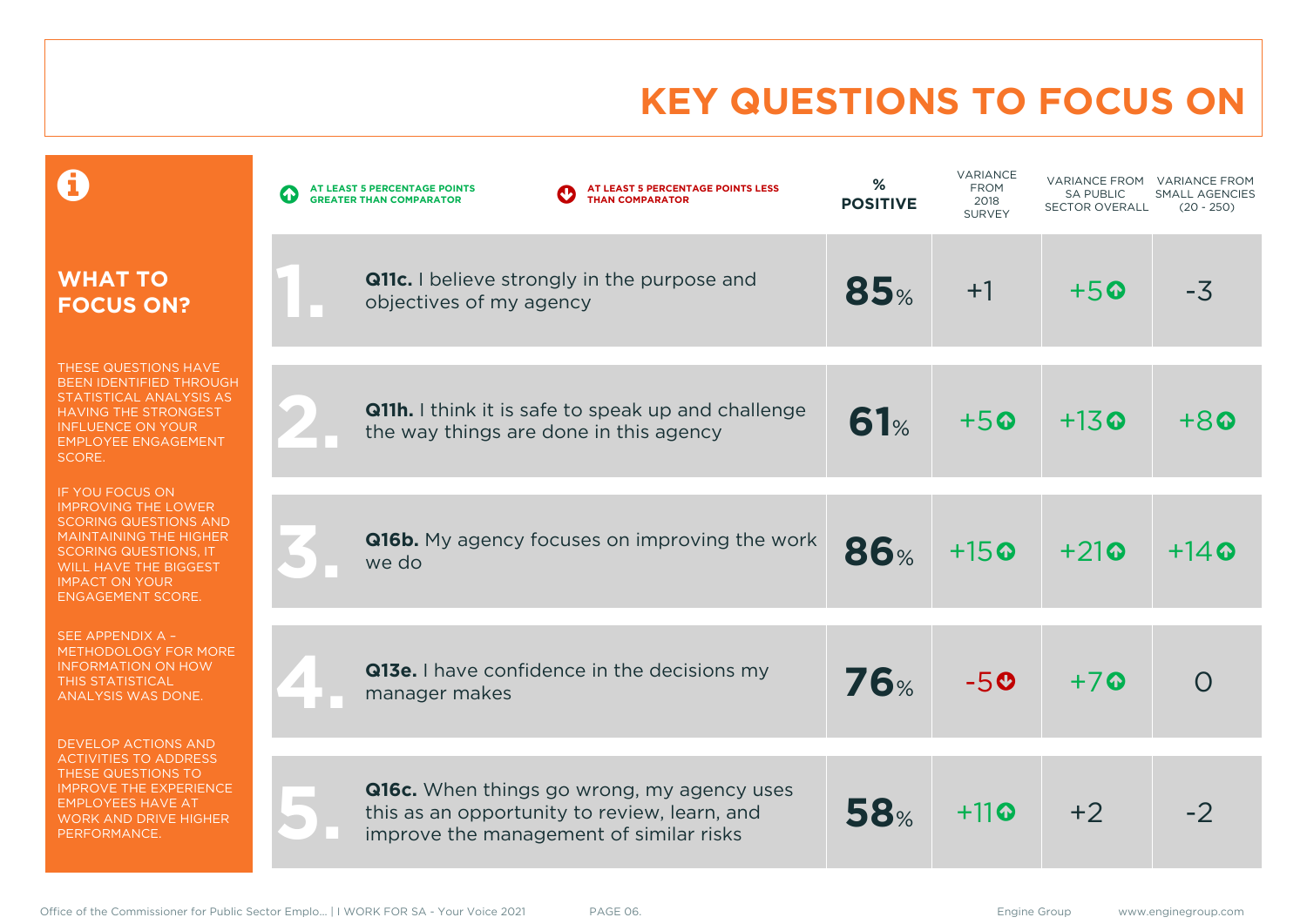# KEY QUESTIONS TO FOCUS ON

## WHAT TO FOCUS ON?

THESE QUESTIONS HAVE BEEN IDENTIFIED THROUGH STATISTICAL ANALYSIS AS HAVING THE STRONGEST INFLUENCE ON YOUR EMPLOYEE ENGAGEMENT SCORE.

IF YOU FOCUS ON IMPROVING THE LOWER SCORING QUESTIONS AND MAINTAINING THE HIGHER SCORING QUESTIONS, IT WILL HAVE THE BIGGEST IMPACT ON YOUR ENGAGEMENT SCORE.

SEE APPENDIX A – METHODOLOGY FOR MORE INFORMATION ON HOW THIS STATISTICAL ANALYSIS WAS DONE.

DEVELOP ACTIONS AND ACTIVITIES TO ADDRESS THESE QUESTIONS TO IMPROVE THE EXPERIENCE EMPLOYEES HAVE AT WORK AND DRIVE HIGHER PERFORMANCE.

↑ AT LEAST 5 PERCENTAGE POINTS GREATER THAN COMPARATOR

↓ AT LEAST 5 PERCENTAGE POINTS LESS THAN COMPARATOR

| # | Question | % POSITIVE | VARIANCE FROM 2018 SURVEY | VARIANCE FROM SA PUBLIC SECTOR OVERALL | VARIANCE FROM SMALL AGENCIES (20 - 250) |
|---|---|---|---|---|---|
| 1. | **Q11c.** I believe strongly in the purpose and objectives of my agency | 85% | +1 | +5 ↑ | -3 |
| 2. | **Q11h.** I think it is safe to speak up and challenge the way things are done in this agency | 61% | +5 ↑ | +13 ↑ | +8 ↑ |
| 3. | **Q16b.** My agency focuses on improving the work we do | 86% | +15 ↑ | +21 ↑ | +14 ↑ |
| 4. | **Q13e.** I have confidence in the decisions my manager makes | 76% | -5 ↓ | +7 ↑ | 0 |
| 5. | **Q16c.** When things go wrong, my agency uses this as an opportunity to review, learn, and improve the management of similar risks | 58% | +11 ↑ | +2 | -2 |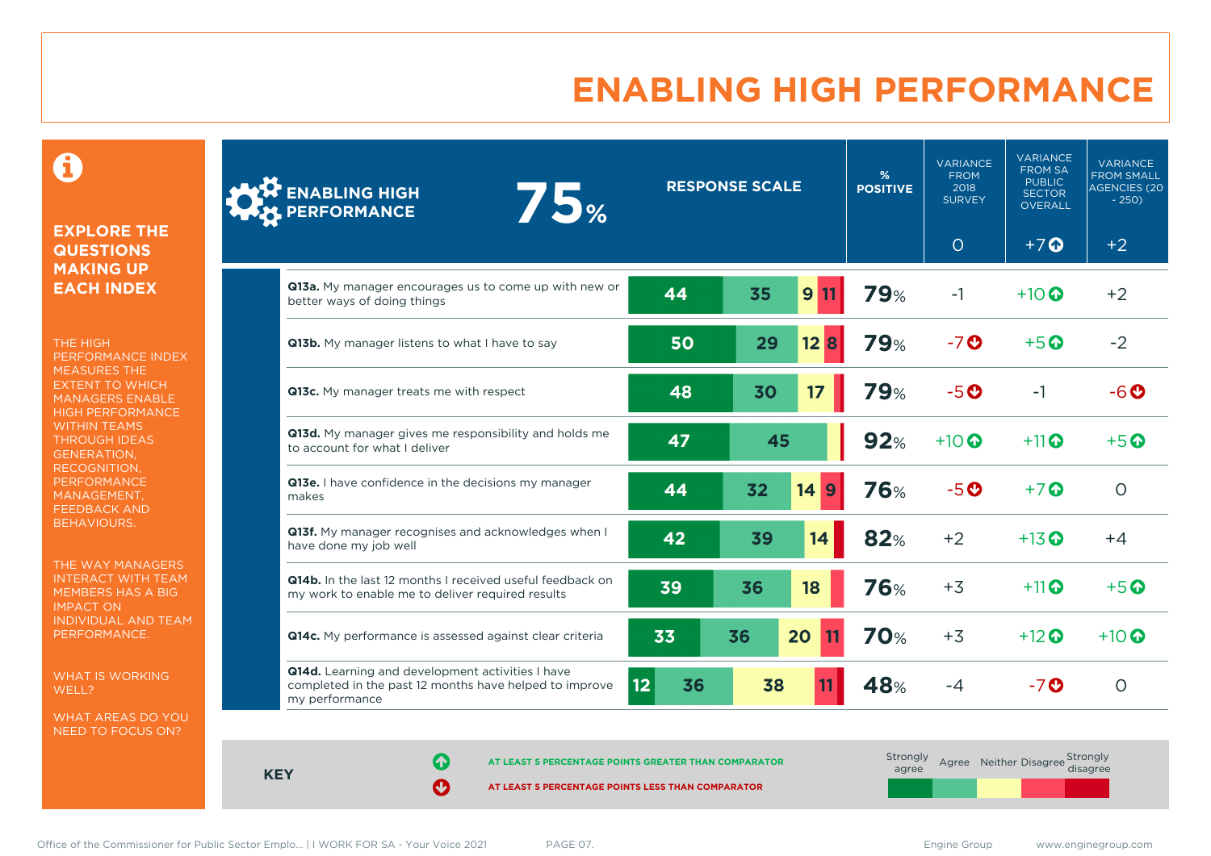# ENABLING HIGH PERFORMANCE

**EXPLORE THE QUESTIONS MAKING UP EACH INDEX**

THE HIGH PERFORMANCE INDEX MEASURES THE EXTENT TO WHICH MANAGERS ENABLE HIGH PERFORMANCE WITHIN TEAMS THROUGH IDEAS GENERATION, RECOGNITION, PERFORMANCE MANAGEMENT, FEEDBACK AND BEHAVIOURS.

THE WAY MANAGERS INTERACT WITH TEAM MEMBERS HAS A BIG IMPACT ON INDIVIDUAL AND TEAM PERFORMANCE.

WHAT IS WORKING WELL?

WHAT AREAS DO YOU NEED TO FOCUS ON?

| ENABLING HIGH PERFORMANCE 75% | RESPONSE SCALE (Strongly agree / Agree / Neither / Disagree / Strongly disagree) | % POSITIVE | VARIANCE FROM 2018 SURVEY | VARIANCE FROM SA PUBLIC SECTOR OVERALL | VARIANCE FROM SMALL AGENCIES (20 - 250) |
|---|---|---|---|---|---|
| | | | 0 | +7 ↑ | +2 |
| **Q13a.** My manager encourages us to come up with new or better ways of doing things | 44 / 35 / 9 / 11 | 79% | -1 | +10 ↑ | +2 |
| **Q13b.** My manager listens to what I have to say | 50 / 29 / 12 / 8 | 79% | -7 ↓ | +5 ↑ | -2 |
| **Q13c.** My manager treats me with respect | 48 / 30 / 17 | 79% | -5 ↓ | -1 | -6 ↓ |
| **Q13d.** My manager gives me responsibility and holds me to account for what I deliver | 47 / 45 | 92% | +10 ↑ | +11 ↑ | +5 ↑ |
| **Q13e.** I have confidence in the decisions my manager makes | 44 / 32 / 14 / 9 | 76% | -5 ↓ | +7 ↑ | 0 |
| **Q13f.** My manager recognises and acknowledges when I have done my job well | 42 / 39 / 14 | 82% | +2 | +13 ↑ | +4 |
| **Q14b.** In the last 12 months I received useful feedback on my work to enable me to deliver required results | 39 / 36 / 18 | 76% | +3 | +11 ↑ | +5 ↑ |
| **Q14c.** My performance is assessed against clear criteria | 33 / 36 / 20 / 11 | 70% | +3 | +12 ↑ | +10 ↑ |
| **Q14d.** Learning and development activities I have completed in the past 12 months have helped to improve my performance | 12 / 36 / 38 / 11 | 48% | -4 | -7 ↓ | 0 |

**KEY**

↑ AT LEAST 5 PERCENTAGE POINTS GREATER THAN COMPARATOR

↓ AT LEAST 5 PERCENTAGE POINTS LESS THAN COMPARATOR

Strongly agree | Agree | Neither | Disagree | Strongly disagree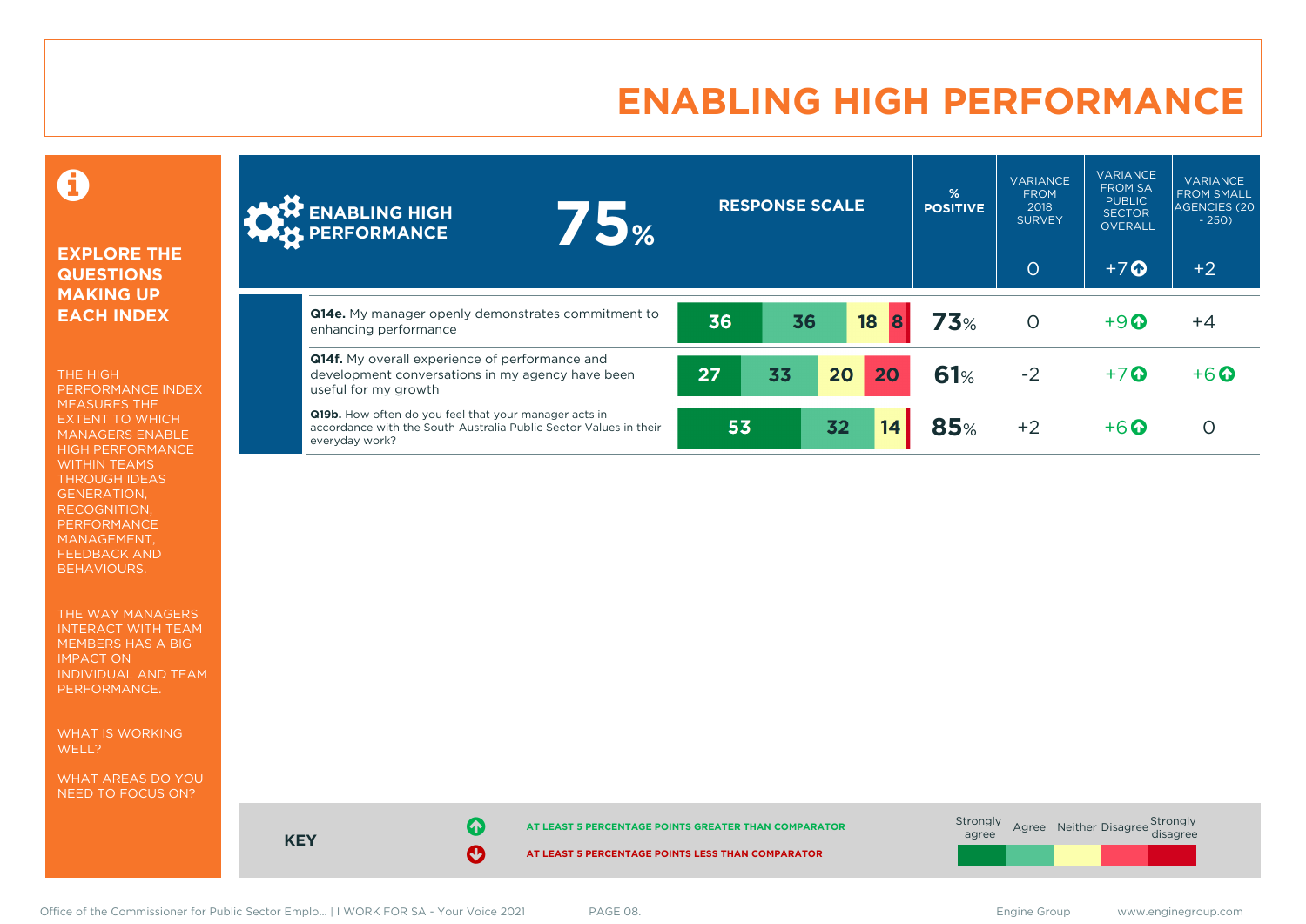# ENABLING HIGH PERFORMANCE

## EXPLORE THE QUESTIONS MAKING UP EACH INDEX

THE HIGH PERFORMANCE INDEX MEASURES THE EXTENT TO WHICH MANAGERS ENABLE HIGH PERFORMANCE WITHIN TEAMS THROUGH IDEAS GENERATION, RECOGNITION, PERFORMANCE MANAGEMENT, FEEDBACK AND BEHAVIOURS.

THE WAY MANAGERS INTERACT WITH TEAM MEMBERS HAS A BIG IMPACT ON INDIVIDUAL AND TEAM PERFORMANCE.

WHAT IS WORKING WELL?

WHAT AREAS DO YOU NEED TO FOCUS ON?

| ENABLING HIGH PERFORMANCE 75% | RESPONSE SCALE (Strongly agree / Agree / Neither / Disagree / Strongly disagree) | % POSITIVE | VARIANCE FROM 2018 SURVEY | VARIANCE FROM SA PUBLIC SECTOR OVERALL | VARIANCE FROM SMALL AGENCIES (20 - 250) |
|---|---|---|---|---|---|
| | | | 0 | +7 ↑ | +2 |
| **Q14e.** My manager openly demonstrates commitment to enhancing performance | 36 / 36 / 18 / 8 | 73% | 0 | +9 ↑ | +4 |
| **Q14f.** My overall experience of performance and development conversations in my agency have been useful for my growth | 27 / 33 / 20 / 20 | 61% | -2 | +7 ↑ | +6 ↑ |
| **Q19b.** How often do you feel that your manager acts in accordance with the South Australia Public Sector Values in their everyday work? | 53 / 32 / 14 | 85% | +2 | +6 ↑ | 0 |

**KEY**

↑ AT LEAST 5 PERCENTAGE POINTS GREATER THAN COMPARATOR

↓ AT LEAST 5 PERCENTAGE POINTS LESS THAN COMPARATOR

Strongly agree | Agree | Neither | Disagree | Strongly disagree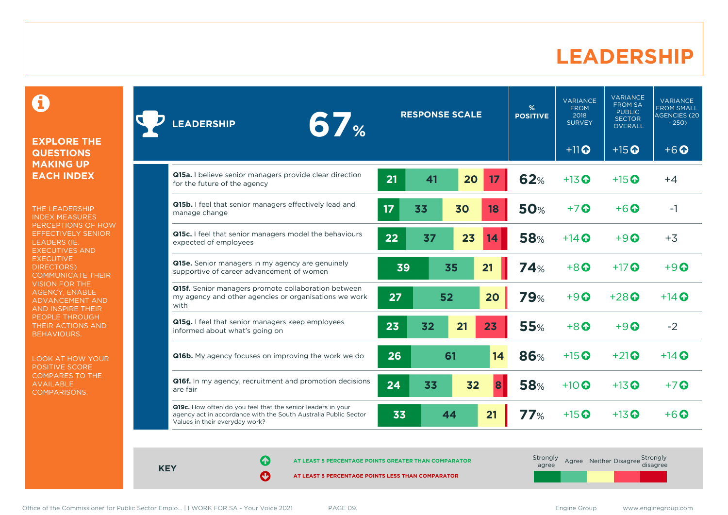# LEADERSHIP

**EXPLORE THE QUESTIONS MAKING UP EACH INDEX**

THE LEADERSHIP INDEX MEASURES PERCEPTIONS OF HOW EFFECTIVELY SENIOR LEADERS (IE. EXECUTIVES AND EXECUTIVE DIRECTORS) COMMUNICATE THEIR VISION FOR THE AGENCY, ENABLE ADVANCEMENT AND AND INSPIRE THEIR PEOPLE THROUGH THEIR ACTIONS AND BEHAVIOURS.

LOOK AT HOW YOUR POSITIVE SCORE COMPARES TO THE AVAILABLE COMPARISONS.

| LEADERSHIP 67% | Strongly agree | Agree | Neither | Disagree | Strongly disagree | % POSITIVE | VARIANCE FROM 2018 SURVEY (+11 ↑) | VARIANCE FROM SA PUBLIC SECTOR OVERALL (+15 ↑) | VARIANCE FROM SMALL AGENCIES (20 - 250) (+6 ↑) |
|---|---|---|---|---|---|---|---|---|---|
| **Q15a.** I believe senior managers provide clear direction for the future of the agency | 21 | 41 | 20 | 17 | | 62% | +13 ↑ | +15 ↑ | +4 |
| **Q15b.** I feel that senior managers effectively lead and manage change | 17 | 33 | 30 | 18 | | 50% | +7 ↑ | +6 ↑ | -1 |
| **Q15c.** I feel that senior managers model the behaviours expected of employees | 22 | 37 | 23 | 14 | | 58% | +14 ↑ | +9 ↑ | +3 |
| **Q15e.** Senior managers in my agency are genuinely supportive of career advancement of women | 39 | 35 | 21 | | | 74% | +8 ↑ | +17 ↑ | +9 ↑ |
| **Q15f.** Senior managers promote collaboration between my agency and other agencies or organisations we work with | 27 | 52 | 20 | | | 79% | +9 ↑ | +28 ↑ | +14 ↑ |
| **Q15g.** I feel that senior managers keep employees informed about what's going on | 23 | 32 | 21 | 23 | | 55% | +8 ↑ | +9 ↑ | -2 |
| **Q16b.** My agency focuses on improving the work we do | 26 | 61 | 14 | | | 86% | +15 ↑ | +21 ↑ | +14 ↑ |
| **Q16f.** In my agency, recruitment and promotion decisions are fair | 24 | 33 | 32 | 8 | | 58% | +10 ↑ | +13 ↑ | +7 ↑ |
| **Q19c.** How often do you feel that the senior leaders in your agency act in accordance with the South Australia Public Sector Values in their everyday work? | 33 | 44 | 21 | | | 77% | +15 ↑ | +13 ↑ | +6 ↑ |

**KEY**

↑ AT LEAST 5 PERCENTAGE POINTS GREATER THAN COMPARATOR

↓ AT LEAST 5 PERCENTAGE POINTS LESS THAN COMPARATOR

Strongly agree | Agree | Neither | Disagree | Strongly disagree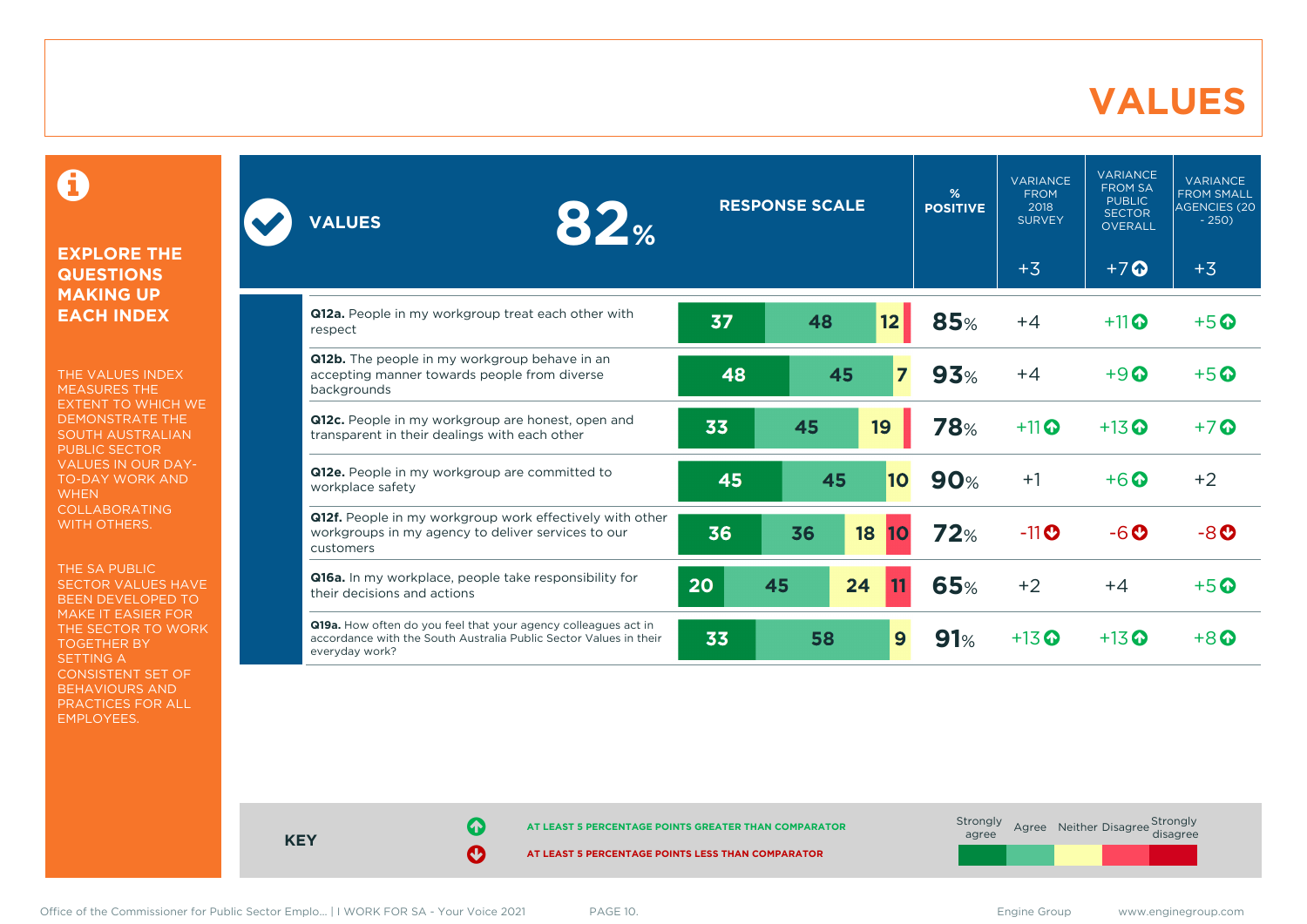# VALUES

## EXPLORE THE QUESTIONS MAKING UP EACH INDEX

THE VALUES INDEX MEASURES THE EXTENT TO WHICH WE DEMONSTRATE THE SOUTH AUSTRALIAN PUBLIC SECTOR VALUES IN OUR DAY-TO-DAY WORK AND WHEN COLLABORATING WITH OTHERS.

THE SA PUBLIC SECTOR VALUES HAVE BEEN DEVELOPED TO MAKE IT EASIER FOR THE SECTOR TO WORK TOGETHER BY SETTING A CONSISTENT SET OF BEHAVIOURS AND PRACTICES FOR ALL EMPLOYEES.

| VALUES 82% | RESPONSE SCALE (Strongly agree / Agree / Neither / Disagree / Strongly disagree) | % POSITIVE | VARIANCE FROM 2018 SURVEY | VARIANCE FROM SA PUBLIC SECTOR OVERALL | VARIANCE FROM SMALL AGENCIES (20 - 250) |
|---|---|---|---|---|---|
| | | | +3 | +7 ↑ | +3 |
| **Q12a.** People in my workgroup treat each other with respect | 37 / 48 / 12 / – / – | 85% | +4 | +11 ↑ | +5 ↑ |
| **Q12b.** The people in my workgroup behave in an accepting manner towards people from diverse backgrounds | 48 / 45 / 7 / – / – | 93% | +4 | +9 ↑ | +5 ↑ |
| **Q12c.** People in my workgroup are honest, open and transparent in their dealings with each other | 33 / 45 / 19 / – / – | 78% | +11 ↑ | +13 ↑ | +7 ↑ |
| **Q12e.** People in my workgroup are committed to workplace safety | 45 / 45 / 10 / – / – | 90% | +1 | +6 ↑ | +2 |
| **Q12f.** People in my workgroup work effectively with other workgroups in my agency to deliver services to our customers | 36 / 36 / 18 / 10 / – | 72% | -11 ↓ | -6 ↓ | -8 ↓ |
| **Q16a.** In my workplace, people take responsibility for their decisions and actions | 20 / 45 / 24 / 11 / – | 65% | +2 | +4 | +5 ↑ |
| **Q19a.** How often do you feel that your agency colleagues act in accordance with the South Australia Public Sector Values in their everyday work? | 33 / 58 / 9 / – / – | 91% | +13 ↑ | +13 ↑ | +8 ↑ |

**KEY**

↑ AT LEAST 5 PERCENTAGE POINTS GREATER THAN COMPARATOR

↓ AT LEAST 5 PERCENTAGE POINTS LESS THAN COMPARATOR

Response scale: Strongly agree | Agree | Neither | Disagree | Strongly disagree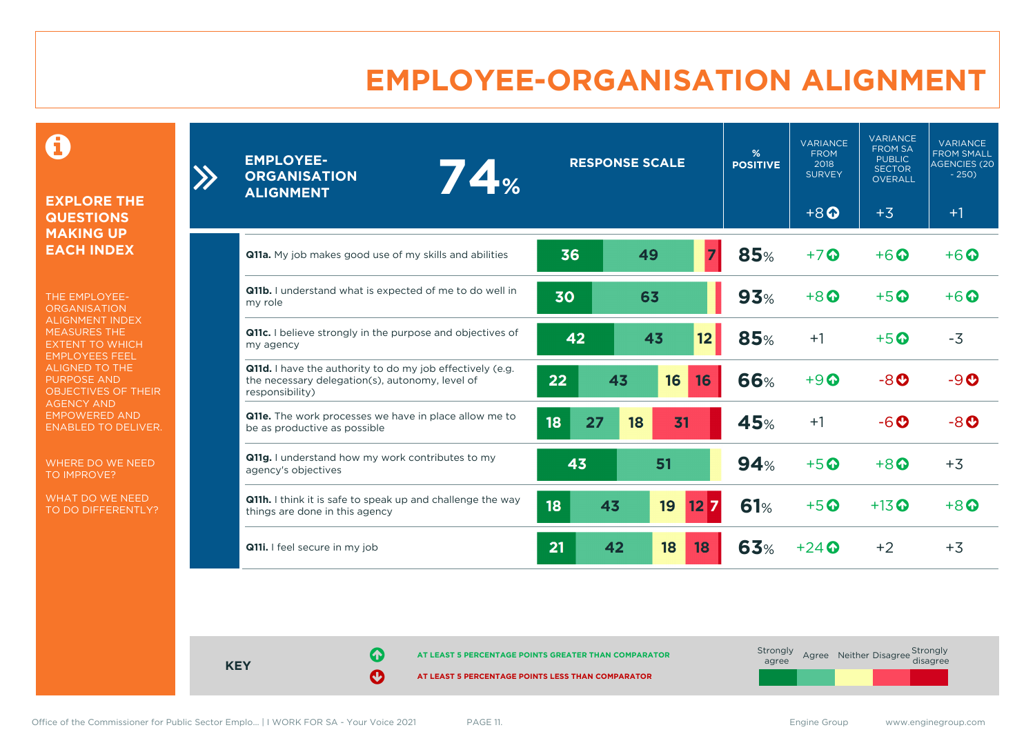# EMPLOYEE-ORGANISATION ALIGNMENT

## EXPLORE THE QUESTIONS MAKING UP EACH INDEX

THE EMPLOYEE-ORGANISATION ALIGNMENT INDEX MEASURES THE EXTENT TO WHICH EMPLOYEES FEEL ALIGNED TO THE PURPOSE AND OBJECTIVES OF THEIR AGENCY AND EMPOWERED AND ENABLED TO DELIVER.

WHERE DO WE NEED TO IMPROVE?

WHAT DO WE NEED TO DO DIFFERENTLY?

| EMPLOYEE-ORGANISATION ALIGNMENT 74% | RESPONSE SCALE | % POSITIVE | VARIANCE FROM 2018 SURVEY | VARIANCE FROM SA PUBLIC SECTOR OVERALL | VARIANCE FROM SMALL AGENCIES (20 - 250) |
|---|---|---|---|---|---|
| | | | +8 ↑ | +3 | +1 |
| **Q11a.** My job makes good use of my skills and abilities | 36 / 49 / 7 | 85% | +7 ↑ | +6 ↑ | +6 ↑ |
| **Q11b.** I understand what is expected of me to do well in my role | 30 / 63 | 93% | +8 ↑ | +5 ↑ | +6 ↑ |
| **Q11c.** I believe strongly in the purpose and objectives of my agency | 42 / 43 / 12 | 85% | +1 | +5 ↑ | -3 |
| **Q11d.** I have the authority to do my job effectively (e.g. the necessary delegation(s), autonomy, level of responsibility) | 22 / 43 / 16 / 16 | 66% | +9 ↑ | -8 ↓ | -9 ↓ |
| **Q11e.** The work processes we have in place allow me to be as productive as possible | 18 / 27 / 18 / 31 | 45% | +1 | -6 ↓ | -8 ↓ |
| **Q11g.** I understand how my work contributes to my agency's objectives | 43 / 51 | 94% | +5 ↑ | +8 ↑ | +3 |
| **Q11h.** I think it is safe to speak up and challenge the way things are done in this agency | 18 / 43 / 19 / 12 / 7 | 61% | +5 ↑ | +13 ↑ | +8 ↑ |
| **Q11i.** I feel secure in my job | 21 / 42 / 18 / 18 | 63% | +24 ↑ | +2 | +3 |

**KEY**

↑ AT LEAST 5 PERCENTAGE POINTS GREATER THAN COMPARATOR

↓ AT LEAST 5 PERCENTAGE POINTS LESS THAN COMPARATOR

Response scale: Strongly agree | Agree | Neither | Disagree | Strongly disagree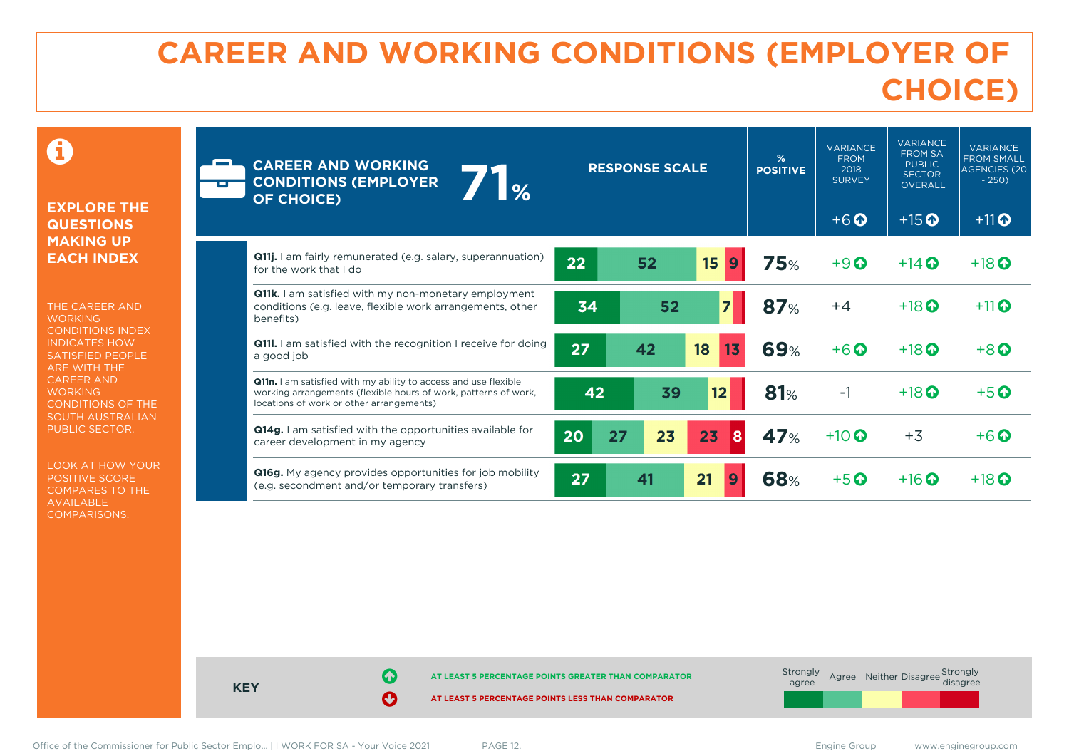# CAREER AND WORKING CONDITIONS (EMPLOYER OF CHOICE)

**EXPLORE THE QUESTIONS MAKING UP EACH INDEX**

THE CAREER AND WORKING CONDITIONS INDEX INDICATES HOW SATISFIED PEOPLE ARE WITH THE CAREER AND WORKING CONDITIONS OF THE SOUTH AUSTRALIAN PUBLIC SECTOR.

LOOK AT HOW YOUR POSITIVE SCORE COMPARES TO THE AVAILABLE COMPARISONS.

| CAREER AND WORKING CONDITIONS (EMPLOYER OF CHOICE) 71% | Strongly agree | Agree | Neither | Disagree | Strongly disagree | % POSITIVE | VARIANCE FROM 2018 SURVEY +6 ↑ | VARIANCE FROM SA PUBLIC SECTOR OVERALL +15 ↑ | VARIANCE FROM SMALL AGENCIES (20 - 250) +11 ↑ |
|---|---|---|---|---|---|---|---|---|---|
| **Q11j.** I am fairly remunerated (e.g. salary, superannuation) for the work that I do | 22 | 52 | 15 | 9 | | 75% | +9 ↑ | +14 ↑ | +18 ↑ |
| **Q11k.** I am satisfied with my non-monetary employment conditions (e.g. leave, flexible work arrangements, other benefits) | 34 | 52 | 7 | | | 87% | +4 | +18 ↑ | +11 ↑ |
| **Q11l.** I am satisfied with the recognition I receive for doing a good job | 27 | 42 | 18 | 13 | | 69% | +6 ↑ | +18 ↑ | +8 ↑ |
| **Q11n.** I am satisfied with my ability to access and use flexible working arrangements (flexible hours of work, patterns of work, locations of work or other arrangements) | 42 | 39 | 12 | | | 81% | -1 | +18 ↑ | +5 ↑ |
| **Q14g.** I am satisfied with the opportunities available for career development in my agency | 20 | 27 | 23 | 23 | 8 | 47% | +10 ↑ | +3 | +6 ↑ |
| **Q16g.** My agency provides opportunities for job mobility (e.g. secondment and/or temporary transfers) | 27 | 41 | 21 | 9 | | 68% | +5 ↑ | +16 ↑ | +18 ↑ |

**KEY**

↑ AT LEAST 5 PERCENTAGE POINTS GREATER THAN COMPARATOR

↓ AT LEAST 5 PERCENTAGE POINTS LESS THAN COMPARATOR

Response scale: Strongly agree, Agree, Neither, Disagree, Strongly disagree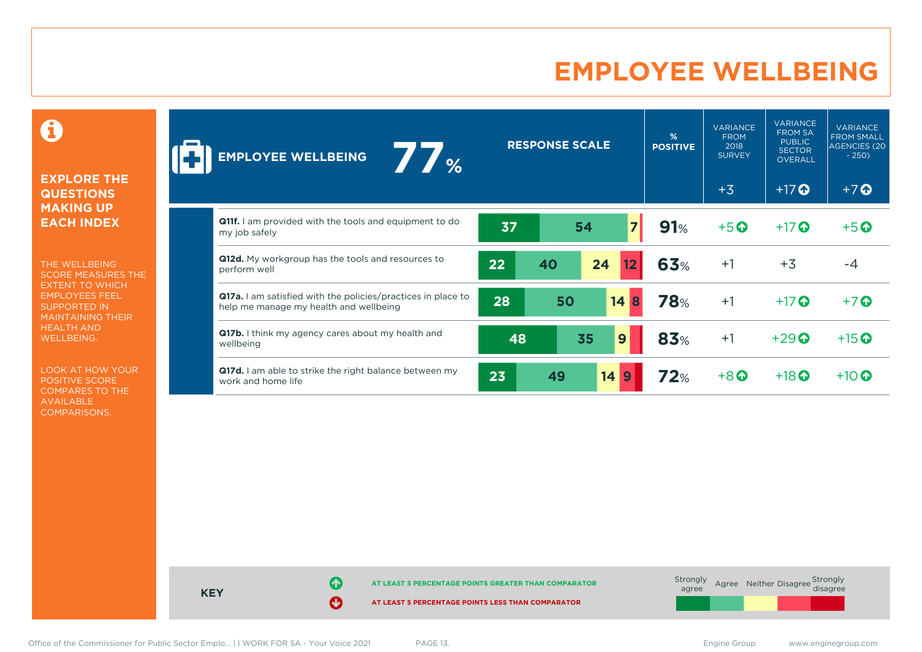# EMPLOYEE WELLBEING

**EXPLORE THE QUESTIONS MAKING UP EACH INDEX**

THE WELLBEING SCORE MEASURES THE EXTENT TO WHICH EMPLOYEES FEEL SUPPORTED IN MAINTAINING THEIR HEALTH AND WELLBEING.

LOOK AT HOW YOUR POSITIVE SCORE COMPARES TO THE AVAILABLE COMPARISONS.

| EMPLOYEE WELLBEING 77% | Strongly agree | Agree | Neither | Disagree | Strongly disagree | % POSITIVE | VARIANCE FROM 2018 SURVEY | VARIANCE FROM SA PUBLIC SECTOR OVERALL | VARIANCE FROM SMALL AGENCIES (20 - 250) |
|---|---|---|---|---|---|---|---|---|---|
| | | | | | | | +3 | +17 ↑ | +7 ↑ |
| **Q11f.** I am provided with the tools and equipment to do my job safely | 37 | 54 | 7 | | | 91% | +5 ↑ | +17 ↑ | +5 ↑ |
| **Q12d.** My workgroup has the tools and resources to perform well | 22 | 40 | 24 | 12 | | 63% | +1 | +3 | -4 |
| **Q17a.** I am satisfied with the policies/practices in place to help me manage my health and wellbeing | 28 | 50 | 14 | 8 | | 78% | +1 | +17 ↑ | +7 ↑ |
| **Q17b.** I think my agency cares about my health and wellbeing | 48 | 35 | 9 | | | 83% | +1 | +29 ↑ | +15 ↑ |
| **Q17d.** I am able to strike the right balance between my work and home life | 23 | 49 | 14 | 9 | | 72% | +8 ↑ | +18 ↑ | +10 ↑ |

**KEY**

↑ AT LEAST 5 PERCENTAGE POINTS GREATER THAN COMPARATOR

↓ AT LEAST 5 PERCENTAGE POINTS LESS THAN COMPARATOR

Response scale: Strongly agree, Agree, Neither, Disagree, Strongly disagree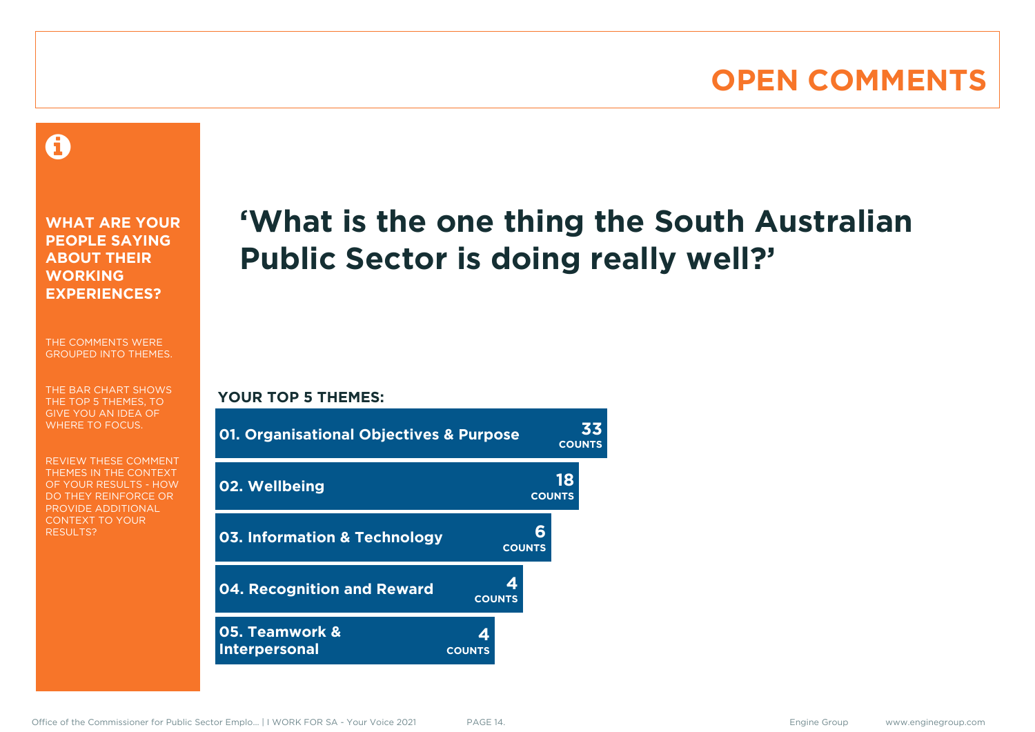# OPEN COMMENTS

## WHAT ARE YOUR PEOPLE SAYING ABOUT THEIR WORKING EXPERIENCES?

THE COMMENTS WERE GROUPED INTO THEMES.

THE BAR CHART SHOWS THE TOP 5 THEMES, TO GIVE YOU AN IDEA OF WHERE TO FOCUS.

REVIEW THESE COMMENT THEMES IN THE CONTEXT OF YOUR RESULTS - HOW DO THEY REINFORCE OR PROVIDE ADDITIONAL CONTEXT TO YOUR RESULTS?

## 'What is the one thing the South Australian Public Sector is doing really well?'

**YOUR TOP 5 THEMES:**

| Theme | Counts |
|---|---|
| 01. Organisational Objectives & Purpose | 33 COUNTS |
| 02. Wellbeing | 18 COUNTS |
| 03. Information & Technology | 6 COUNTS |
| 04. Recognition and Reward | 4 COUNTS |
| 05. Teamwork & Interpersonal | 4 COUNTS |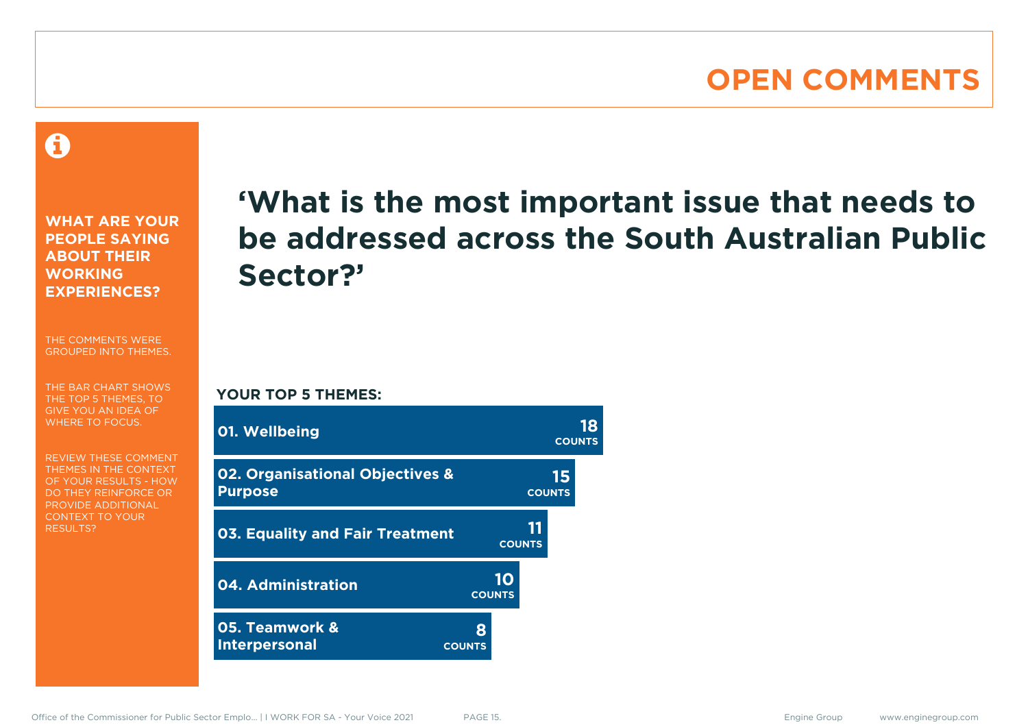# OPEN COMMENTS

**WHAT ARE YOUR PEOPLE SAYING ABOUT THEIR WORKING EXPERIENCES?**

THE COMMENTS WERE GROUPED INTO THEMES.

THE BAR CHART SHOWS THE TOP 5 THEMES, TO GIVE YOU AN IDEA OF WHERE TO FOCUS.

REVIEW THESE COMMENT THEMES IN THE CONTEXT OF YOUR RESULTS - HOW DO THEY REINFORCE OR PROVIDE ADDITIONAL CONTEXT TO YOUR RESULTS?

## 'What is the most important issue that needs to be addressed across the South Australian Public Sector?'

**YOUR TOP 5 THEMES:**

| Theme | Counts |
|---|---|
| 01. Wellbeing | 18 |
| 02. Organisational Objectives & Purpose | 15 |
| 03. Equality and Fair Treatment | 11 |
| 04. Administration | 10 |
| 05. Teamwork & Interpersonal | 8 |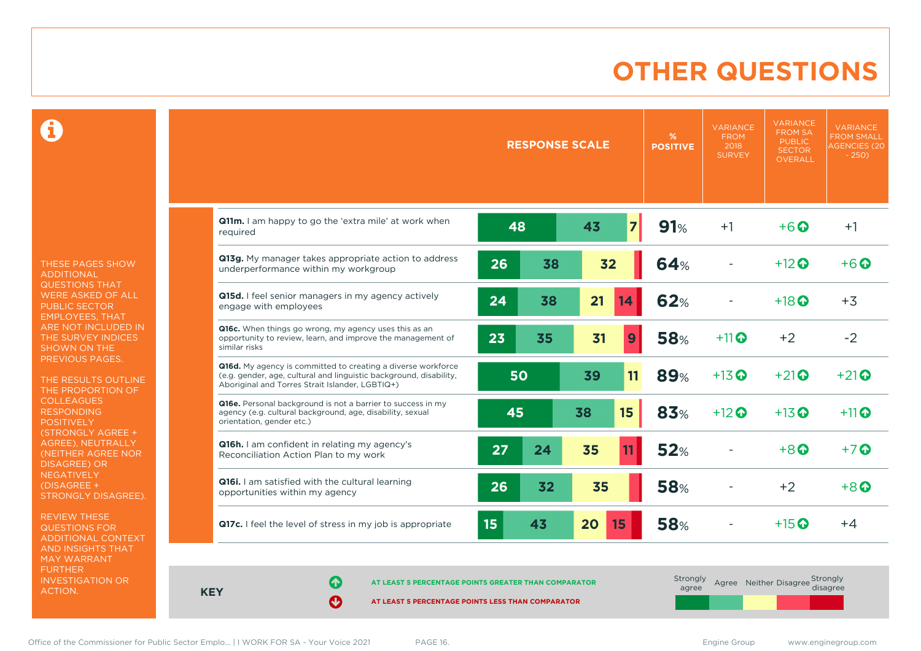# OTHER QUESTIONS

THESE PAGES SHOW ADDITIONAL QUESTIONS THAT WERE ASKED OF ALL PUBLIC SECTOR EMPLOYEES, THAT ARE NOT INCLUDED IN THE SURVEY INDICES SHOWN ON THE PREVIOUS PAGES.

THE RESULTS OUTLINE THE PROPORTION OF COLLEAGUES RESPONDING POSITIVELY (STRONGLY AGREE + AGREE), NEUTRALLY (NEITHER AGREE NOR DISAGREE) OR NEGATIVELY (DISAGREE + STRONGLY DISAGREE).

REVIEW THESE QUESTIONS FOR ADDITIONAL CONTEXT AND INSIGHTS THAT MAY WARRANT FURTHER INVESTIGATION OR ACTION.

| Question | Strongly agree | Agree | Neither | Disagree | Strongly disagree | % POSITIVE | VARIANCE FROM 2018 SURVEY | VARIANCE FROM SA PUBLIC SECTOR OVERALL | VARIANCE FROM SMALL AGENCIES (20 - 250) |
|---|---|---|---|---|---|---|---|---|---|
| **Q11m.** I am happy to go the 'extra mile' at work when required | 48 | 43 | 7 | | | 91% | +1 | +6 ⬆ | +1 |
| **Q13g.** My manager takes appropriate action to address underperformance within my workgroup | 26 | 38 | 32 | | | 64% | - | +12 ⬆ | +6 ⬆ |
| **Q15d.** I feel senior managers in my agency actively engage with employees | 24 | 38 | 21 | 14 | | 62% | - | +18 ⬆ | +3 |
| **Q16c.** When things go wrong, my agency uses this as an opportunity to review, learn, and improve the management of similar risks | 23 | 35 | 31 | 9 | | 58% | +11 ⬆ | +2 | -2 |
| **Q16d.** My agency is committed to creating a diverse workforce (e.g. gender, age, cultural and linguistic background, disability, Aboriginal and Torres Strait Islander, LGBTIQ+) | 50 | 39 | 11 | | | 89% | +13 ⬆ | +21 ⬆ | +21 ⬆ |
| **Q16e.** Personal background is not a barrier to success in my agency (e.g. cultural background, age, disability, sexual orientation, gender etc.) | 45 | 38 | 15 | | | 83% | +12 ⬆ | +13 ⬆ | +11 ⬆ |
| **Q16h.** I am confident in relating my agency's Reconciliation Action Plan to my work | 27 | 24 | 35 | 11 | | 52% | - | +8 ⬆ | +7 ⬆ |
| **Q16i.** I am satisfied with the cultural learning opportunities within my agency | 26 | 32 | 35 | | | 58% | - | +2 | +8 ⬆ |
| **Q17c.** I feel the level of stress in my job is appropriate | 15 | 43 | 20 | 15 | | 58% | - | +15 ⬆ | +4 |

**KEY**

⬆ AT LEAST 5 PERCENTAGE POINTS GREATER THAN COMPARATOR

⬇ AT LEAST 5 PERCENTAGE POINTS LESS THAN COMPARATOR

Strongly agree | Agree | Neither | Disagree | Strongly disagree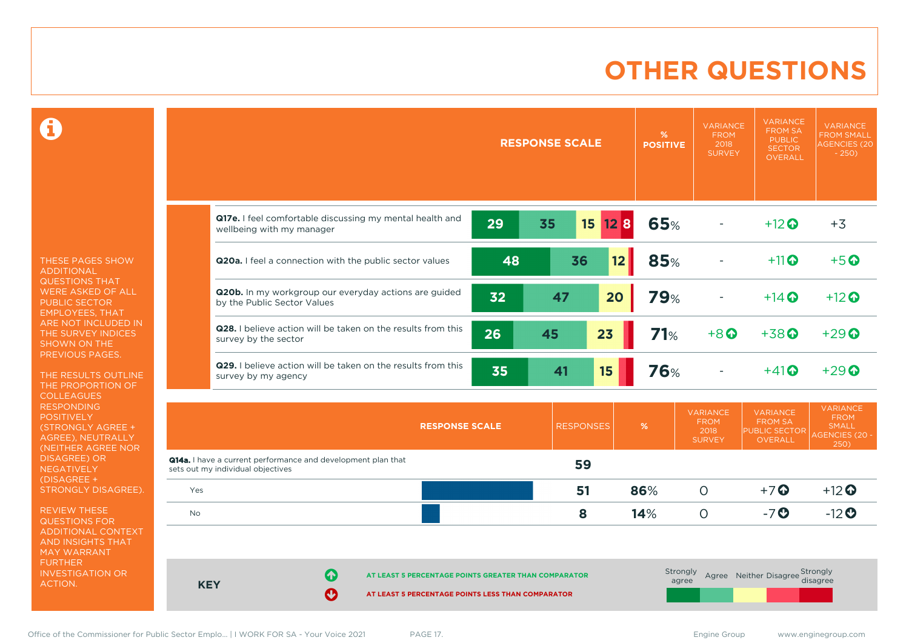# OTHER QUESTIONS

THESE PAGES SHOW ADDITIONAL QUESTIONS THAT WERE ASKED OF ALL PUBLIC SECTOR EMPLOYEES, THAT ARE NOT INCLUDED IN THE SURVEY INDICES SHOWN ON THE PREVIOUS PAGES.

THE RESULTS OUTLINE THE PROPORTION OF COLLEAGUES RESPONDING POSITIVELY (STRONGLY AGREE + AGREE), NEUTRALLY (NEITHER AGREE NOR DISAGREE) OR NEGATIVELY (DISAGREE + STRONGLY DISAGREE).

REVIEW THESE QUESTIONS FOR ADDITIONAL CONTEXT AND INSIGHTS THAT MAY WARRANT FURTHER INVESTIGATION OR ACTION.

| Question | Strongly agree | Agree | Neither | Disagree | Strongly disagree | % POSITIVE | VARIANCE FROM 2018 SURVEY | VARIANCE FROM SA PUBLIC SECTOR OVERALL | VARIANCE FROM SMALL AGENCIES (20 - 250) |
|---|---|---|---|---|---|---|---|---|---|
| **Q17e.** I feel comfortable discussing my mental health and wellbeing with my manager | 29 | 35 | 15 | 12 | 8 | 65% | - | +12 ↑ | +3 |
| **Q20a.** I feel a connection with the public sector values | 48 | 36 | 12 | | | 85% | - | +11 ↑ | +5 ↑ |
| **Q20b.** In my workgroup our everyday actions are guided by the Public Sector Values | 32 | 47 | 20 | | | 79% | - | +14 ↑ | +12 ↑ |
| **Q28.** I believe action will be taken on the results from this survey by the sector | 26 | 45 | 23 | | | 71% | +8 ↑ | +38 ↑ | +29 ↑ |
| **Q29.** I believe action will be taken on the results from this survey by my agency | 35 | 41 | 15 | | | 76% | - | +41 ↑ | +29 ↑ |

| RESPONSE SCALE | RESPONSES | % | VARIANCE FROM 2018 SURVEY | VARIANCE FROM SA PUBLIC SECTOR OVERALL | VARIANCE FROM SMALL AGENCIES (20 - 250) |
|---|---|---|---|---|---|
| **Q14a.** I have a current performance and development plan that sets out my individual objectives | 59 | | | | |
| Yes | 51 | 86% | 0 | +7 ↑ | +12 ↑ |
| No | 8 | 14% | 0 | -7 ↓ | -12 ↓ |

**KEY**

↑ AT LEAST 5 PERCENTAGE POINTS GREATER THAN COMPARATOR

↓ AT LEAST 5 PERCENTAGE POINTS LESS THAN COMPARATOR

Strongly agree | Agree | Neither | Disagree | Strongly disagree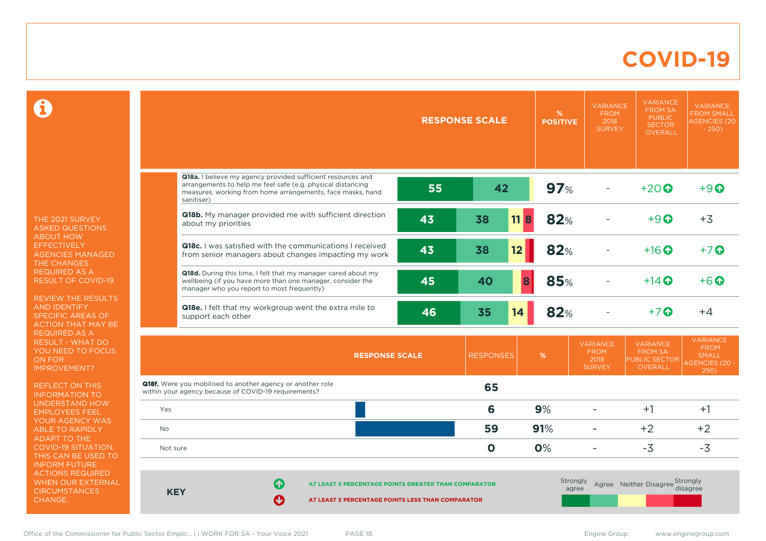# COVID-19

THE 2021 SURVEY ASKED QUESTIONS ABOUT HOW EFFECTIVELY AGENCIES MANAGED THE CHANGES REQUIRED AS A RESULT OF COVID-19.

REVIEW THE RESULTS AND IDENTIFY SPECIFIC AREAS OF ACTION THAT MAY BE REQUIRED AS A RESULT - WHAT DO YOU NEED TO FOCUS ON FOR IMPROVEMENT?

REFLECT ON THIS INFORMATION TO UNDERSTAND HOW EMPLOYEES FEEL YOUR AGENCY WAS ABLE TO RAPIDLY ADAPT TO THE COVID-19 SITUATION. THIS CAN BE USED TO INFORM FUTURE ACTIONS REQUIRED WHEN OUR EXTERNAL CIRCUMSTANCES CHANGE.

| Question | Response scale (Strongly agree / Agree / Neither / Disagree / Strongly disagree) | % POSITIVE | VARIANCE FROM 2018 SURVEY | VARIANCE FROM SA PUBLIC SECTOR OVERALL | VARIANCE FROM SMALL AGENCIES (20 - 250) |
|---|---|---|---|---|---|
| **Q18a.** I believe my agency provided sufficient resources and arrangements to help me feel safe (e.g. physical distancing measures, working from home arrangements, face masks, hand sanitiser) | 55 / 42 | 97% | - | +20 ↑ | +9 ↑ |
| **Q18b.** My manager provided me with sufficient direction about my priorities | 43 / 38 / 11 / 8 | 82% | - | +9 ↑ | +3 |
| **Q18c.** I was satisfied with the communications I received from senior managers about changes impacting my work | 43 / 38 / 12 | 82% | - | +16 ↑ | +7 ↑ |
| **Q18d.** During this time, I felt that my manager cared about my wellbeing (if you have more than one manager, consider the manager who you report to most frequently) | 45 / 40 / 8 | 85% | - | +14 ↑ | +6 ↑ |
| **Q18e.** I felt that my workgroup went the extra mile to support each other | 46 / 35 / 14 | 82% | - | +7 ↑ | +4 |

| RESPONSE SCALE | RESPONSES | % | VARIANCE FROM 2018 SURVEY | VARIANCE FROM SA PUBLIC SECTOR OVERALL | VARIANCE FROM SMALL AGENCIES (20 - 250) |
|---|---|---|---|---|---|
| **Q18f.** Were you mobilised to another agency or another role within your agency because of COVID-19 requirements? | 65 | | | | |
| Yes | 6 | 9% | - | +1 | +1 |
| No | 59 | 91% | - | +2 | +2 |
| Not sure | 0 | 0% | - | -3 | -3 |

**KEY**

↑ AT LEAST 5 PERCENTAGE POINTS GREATER THAN COMPARATOR

↓ AT LEAST 5 PERCENTAGE POINTS LESS THAN COMPARATOR

Strongly agree | Agree | Neither | Disagree | Strongly disagree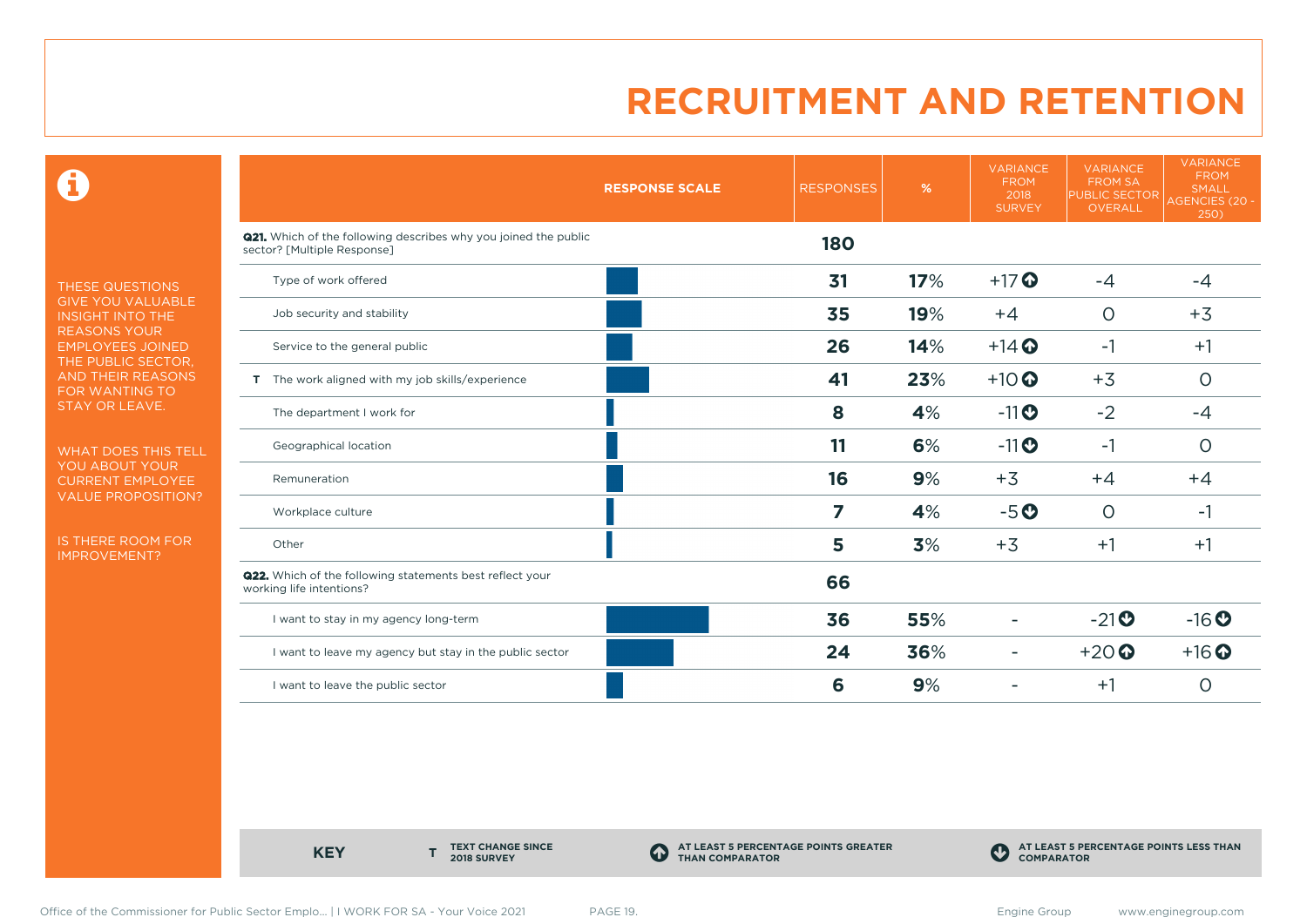# RECRUITMENT AND RETENTION

THESE QUESTIONS GIVE YOU VALUABLE INSIGHT INTO THE REASONS YOUR EMPLOYEES JOINED THE PUBLIC SECTOR, AND THEIR REASONS FOR WANTING TO STAY OR LEAVE.

WHAT DOES THIS TELL YOU ABOUT YOUR CURRENT EMPLOYEE VALUE PROPOSITION?

IS THERE ROOM FOR IMPROVEMENT?

| | RESPONSE SCALE | RESPONSES | % | VARIANCE FROM 2018 SURVEY | VARIANCE FROM SA PUBLIC SECTOR OVERALL | VARIANCE FROM SMALL AGENCIES (20 - 250) |
|---|---|---|---|---|---|---|
| **Q21.** Which of the following describes why you joined the public sector? [Multiple Response] | | **180** | | | | |
| Type of work offered | | **31** | **17**% | +17 ⬆ | -4 | -4 |
| Job security and stability | | **35** | **19**% | +4 | 0 | +3 |
| Service to the general public | | **26** | **14**% | +14 ⬆ | -1 | +1 |
| T The work aligned with my job skills/experience | | **41** | **23**% | +10 ⬆ | +3 | 0 |
| The department I work for | | **8** | **4**% | -11 ⬇ | -2 | -4 |
| Geographical location | | **11** | **6**% | -11 ⬇ | -1 | 0 |
| Remuneration | | **16** | **9**% | +3 | +4 | +4 |
| Workplace culture | | **7** | **4**% | -5 ⬇ | 0 | -1 |
| Other | | **5** | **3**% | +3 | +1 | +1 |
| **Q22.** Which of the following statements best reflect your working life intentions? | | **66** | | | | |
| I want to stay in my agency long-term | | **36** | **55**% | - | -21 ⬇ | -16 ⬇ |
| I want to leave my agency but stay in the public sector | | **24** | **36**% | - | +20 ⬆ | +16 ⬆ |
| I want to leave the public sector | | **6** | **9**% | - | +1 | 0 |

**KEY** — **T** TEXT CHANGE SINCE 2018 SURVEY | ⬆ AT LEAST 5 PERCENTAGE POINTS GREATER THAN COMPARATOR | ⬇ AT LEAST 5 PERCENTAGE POINTS LESS THAN COMPARATOR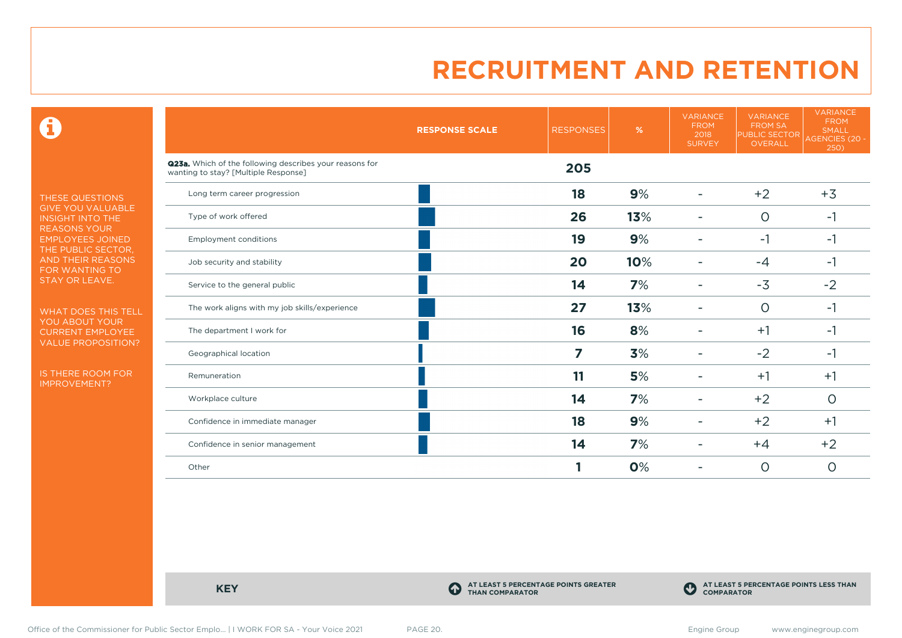# RECRUITMENT AND RETENTION

THESE QUESTIONS GIVE YOU VALUABLE INSIGHT INTO THE REASONS YOUR EMPLOYEES JOINED THE PUBLIC SECTOR, AND THEIR REASONS FOR WANTING TO STAY OR LEAVE.

WHAT DOES THIS TELL YOU ABOUT YOUR CURRENT EMPLOYEE VALUE PROPOSITION?

IS THERE ROOM FOR IMPROVEMENT?

| | RESPONSE SCALE | RESPONSES | % | VARIANCE FROM 2018 SURVEY | VARIANCE FROM SA PUBLIC SECTOR OVERALL | VARIANCE FROM SMALL AGENCIES (20 - 250) |
|---|---|---|---|---|---|---|
| **Q23a.** Which of the following describes your reasons for wanting to stay? [Multiple Response] | | **205** | | | | |
| Long term career progression | | **18** | **9%** | - | +2 | +3 |
| Type of work offered | | **26** | **13%** | - | 0 | -1 |
| Employment conditions | | **19** | **9%** | - | -1 | -1 |
| Job security and stability | | **20** | **10%** | - | -4 | -1 |
| Service to the general public | | **14** | **7%** | - | -3 | -2 |
| The work aligns with my job skills/experience | | **27** | **13%** | - | 0 | -1 |
| The department I work for | | **16** | **8%** | - | +1 | -1 |
| Geographical location | | **7** | **3%** | - | -2 | -1 |
| Remuneration | | **11** | **5%** | - | +1 | +1 |
| Workplace culture | | **14** | **7%** | - | +2 | 0 |
| Confidence in immediate manager | | **18** | **9%** | - | +2 | +1 |
| Confidence in senior management | | **14** | **7%** | - | +4 | +2 |
| Other | | **1** | **0%** | - | 0 | 0 |

**KEY**

- AT LEAST 5 PERCENTAGE POINTS GREATER THAN COMPARATOR
- AT LEAST 5 PERCENTAGE POINTS LESS THAN COMPARATOR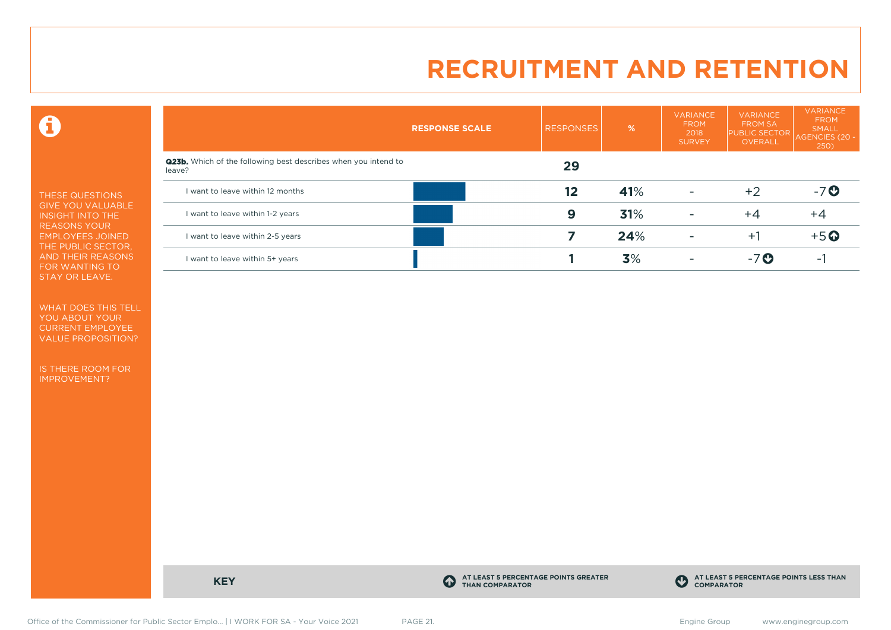# RECRUITMENT AND RETENTION

THESE QUESTIONS GIVE YOU VALUABLE INSIGHT INTO THE REASONS YOUR EMPLOYEES JOINED THE PUBLIC SECTOR, AND THEIR REASONS FOR WANTING TO STAY OR LEAVE.

WHAT DOES THIS TELL YOU ABOUT YOUR CURRENT EMPLOYEE VALUE PROPOSITION?

IS THERE ROOM FOR IMPROVEMENT?

| RESPONSE SCALE | RESPONSES | % | VARIANCE FROM 2018 SURVEY | VARIANCE FROM SA PUBLIC SECTOR OVERALL | VARIANCE FROM SMALL AGENCIES (20 - 250) |
|---|---|---|---|---|---|
| **Q23b.** Which of the following best describes when you intend to leave? | **29** | | | | |
| I want to leave within 12 months | **12** | **41**% | - | +2 | -7 ↓ |
| I want to leave within 1-2 years | **9** | **31**% | - | +4 | +4 |
| I want to leave within 2-5 years | **7** | **24**% | - | +1 | +5 ↑ |
| I want to leave within 5+ years | **1** | **3**% | - | -7 ↓ | -1 |

**KEY**

↑ AT LEAST 5 PERCENTAGE POINTS GREATER THAN COMPARATOR

↓ AT LEAST 5 PERCENTAGE POINTS LESS THAN COMPARATOR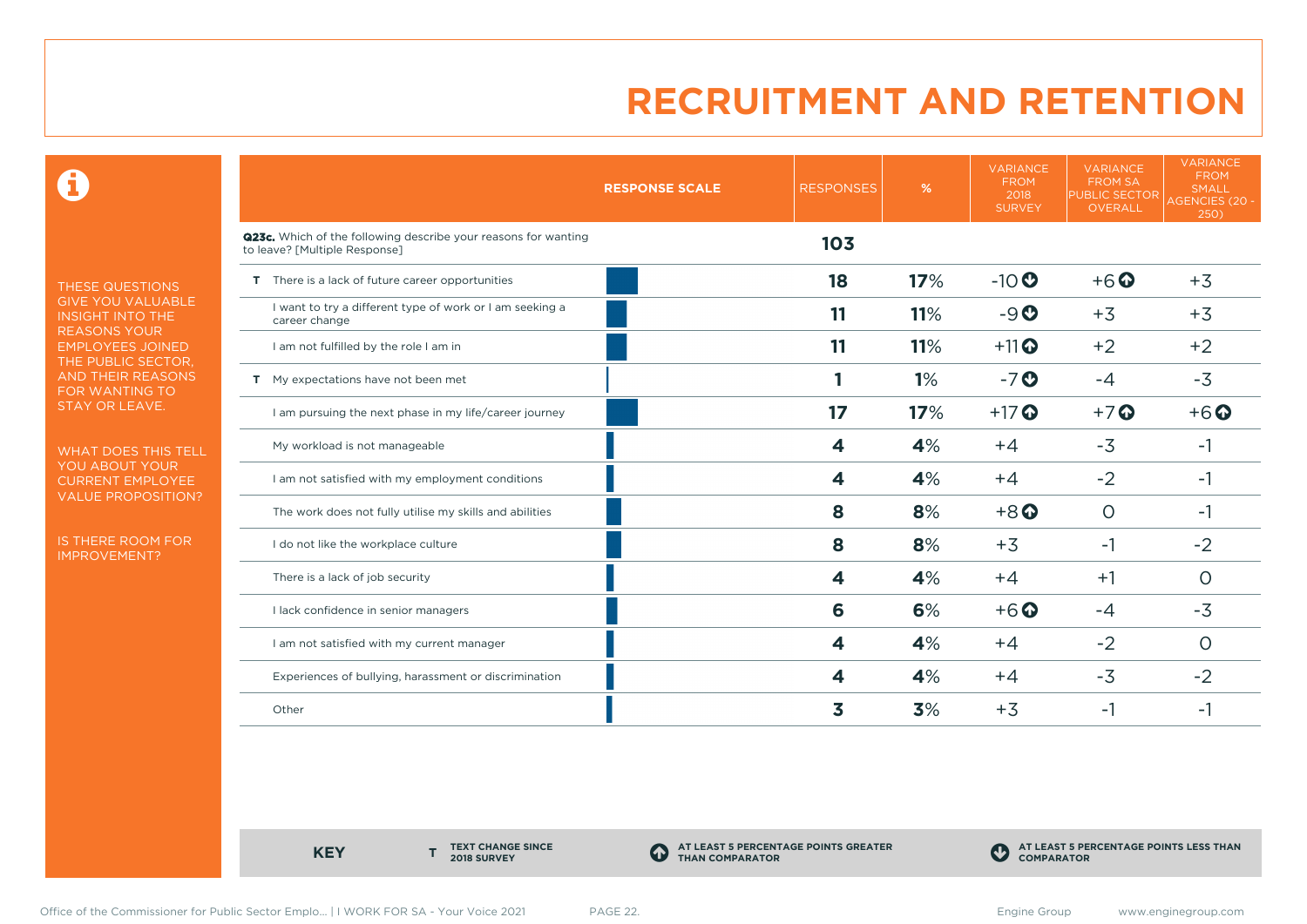# RECRUITMENT AND RETENTION

THESE QUESTIONS GIVE YOU VALUABLE INSIGHT INTO THE REASONS YOUR EMPLOYEES JOINED THE PUBLIC SECTOR, AND THEIR REASONS FOR WANTING TO STAY OR LEAVE.

WHAT DOES THIS TELL YOU ABOUT YOUR CURRENT EMPLOYEE VALUE PROPOSITION?

IS THERE ROOM FOR IMPROVEMENT?

| | RESPONSE SCALE | RESPONSES | % | VARIANCE FROM 2018 SURVEY | VARIANCE FROM SA PUBLIC SECTOR OVERALL | VARIANCE FROM SMALL AGENCIES (20 - 250) |
|---|---|---|---|---|---|---|
| **Q23c.** Which of the following describe your reasons for wanting to leave? [Multiple Response] | | **103** | | | | |
| T There is a lack of future career opportunities | | **18** | **17**% | -10 ⬇ | +6 ⬆ | +3 |
| I want to try a different type of work or I am seeking a career change | | **11** | **11**% | -9 ⬇ | +3 | +3 |
| I am not fulfilled by the role I am in | | **11** | **11**% | +11 ⬆ | +2 | +2 |
| T My expectations have not been met | | **1** | **1**% | -7 ⬇ | -4 | -3 |
| I am pursuing the next phase in my life/career journey | | **17** | **17**% | +17 ⬆ | +7 ⬆ | +6 ⬆ |
| My workload is not manageable | | **4** | **4**% | +4 | -3 | -1 |
| I am not satisfied with my employment conditions | | **4** | **4**% | +4 | -2 | -1 |
| The work does not fully utilise my skills and abilities | | **8** | **8**% | +8 ⬆ | 0 | -1 |
| I do not like the workplace culture | | **8** | **8**% | +3 | -1 | -2 |
| There is a lack of job security | | **4** | **4**% | +4 | +1 | 0 |
| I lack confidence in senior managers | | **6** | **6**% | +6 ⬆ | -4 | -3 |
| I am not satisfied with my current manager | | **4** | **4**% | +4 | -2 | 0 |
| Experiences of bullying, harassment or discrimination | | **4** | **4**% | +4 | -3 | -2 |
| Other | | **3** | **3**% | +3 | -1 | -1 |

**KEY** — T: TEXT CHANGE SINCE 2018 SURVEY; ⬆: AT LEAST 5 PERCENTAGE POINTS GREATER THAN COMPARATOR; ⬇: AT LEAST 5 PERCENTAGE POINTS LESS THAN COMPARATOR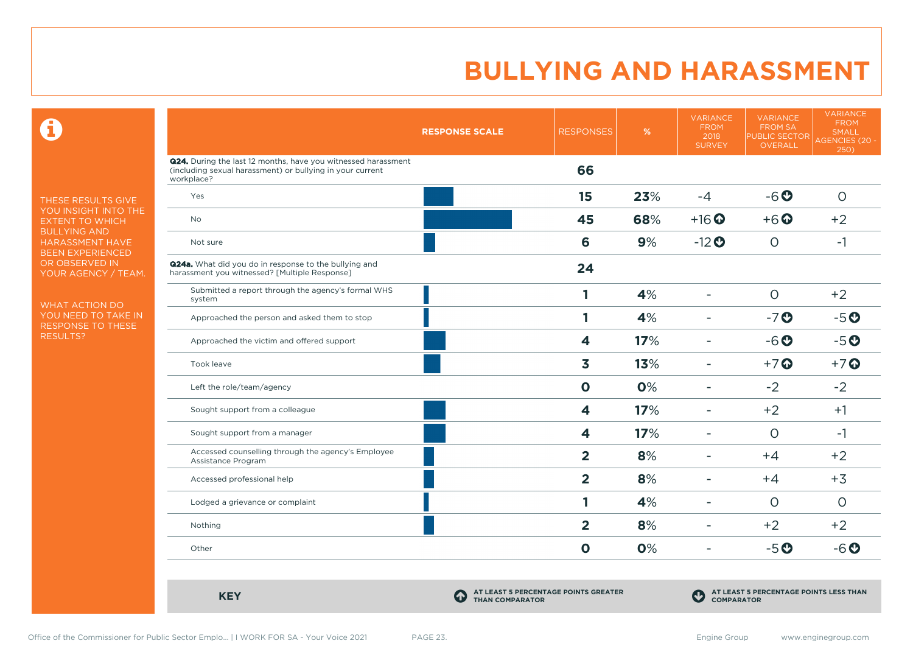# BULLYING AND HARASSMENT

THESE RESULTS GIVE YOU INSIGHT INTO THE EXTENT TO WHICH BULLYING AND HARASSMENT HAVE BEEN EXPERIENCED OR OBSERVED IN YOUR AGENCY / TEAM.

WHAT ACTION DO YOU NEED TO TAKE IN RESPONSE TO THESE RESULTS?

| RESPONSE SCALE | RESPONSES | % | VARIANCE FROM 2018 SURVEY | VARIANCE FROM SA PUBLIC SECTOR OVERALL | VARIANCE FROM SMALL AGENCIES (20 - 250) |
|---|---|---|---|---|---|
| **Q24.** During the last 12 months, have you witnessed harassment (including sexual harassment) or bullying in your current workplace? | **66** | | | | |
| Yes | **15** | **23%** | -4 | -6 ⬇ | 0 |
| No | **45** | **68%** | +16 ⬆ | +6 ⬆ | +2 |
| Not sure | **6** | **9%** | -12 ⬇ | 0 | -1 |
| **Q24a.** What did you do in response to the bullying and harassment you witnessed? [Multiple Response] | **24** | | | | |
| Submitted a report through the agency's formal WHS system | **1** | **4%** | - | 0 | +2 |
| Approached the person and asked them to stop | **1** | **4%** | - | -7 ⬇ | -5 ⬇ |
| Approached the victim and offered support | **4** | **17%** | - | -6 ⬇ | -5 ⬇ |
| Took leave | **3** | **13%** | - | +7 ⬆ | +7 ⬆ |
| Left the role/team/agency | **0** | **0%** | - | -2 | -2 |
| Sought support from a colleague | **4** | **17%** | - | +2 | +1 |
| Sought support from a manager | **4** | **17%** | - | 0 | -1 |
| Accessed counselling through the agency's Employee Assistance Program | **2** | **8%** | - | +4 | +2 |
| Accessed professional help | **2** | **8%** | - | +4 | +3 |
| Lodged a grievance or complaint | **1** | **4%** | - | 0 | 0 |
| Nothing | **2** | **8%** | - | +2 | +2 |
| Other | **0** | **0%** | - | -5 ⬇ | -6 ⬇ |

**KEY**

⬆ AT LEAST 5 PERCENTAGE POINTS GREATER THAN COMPARATOR

⬇ AT LEAST 5 PERCENTAGE POINTS LESS THAN COMPARATOR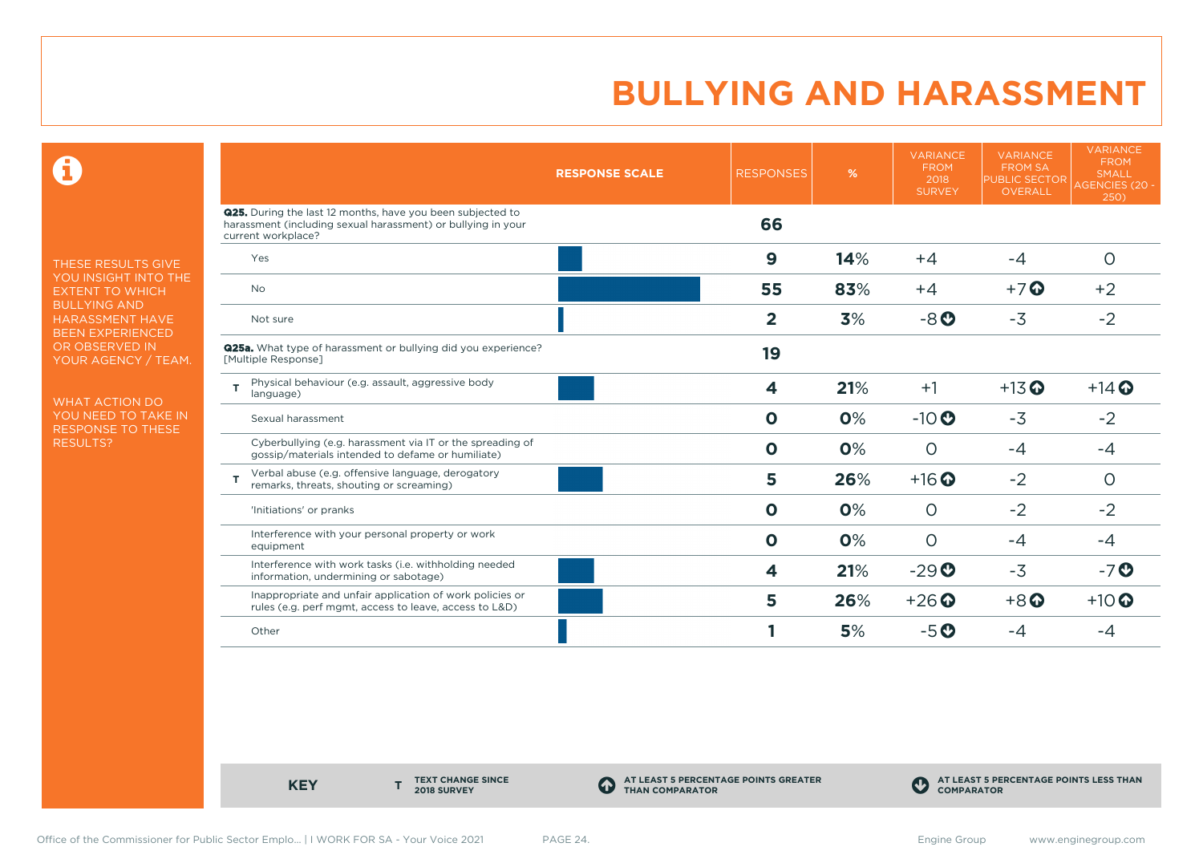# BULLYING AND HARASSMENT

THESE RESULTS GIVE YOU INSIGHT INTO THE EXTENT TO WHICH BULLYING AND HARASSMENT HAVE BEEN EXPERIENCED OR OBSERVED IN YOUR AGENCY / TEAM.

WHAT ACTION DO YOU NEED TO TAKE IN RESPONSE TO THESE RESULTS?

| | RESPONSE SCALE | RESPONSES | % | VARIANCE FROM 2018 SURVEY | VARIANCE FROM SA PUBLIC SECTOR OVERALL | VARIANCE FROM SMALL AGENCIES (20 - 250) |
|---|---|---|---|---|---|---|
| **Q25.** During the last 12 months, have you been subjected to harassment (including sexual harassment) or bullying in your current workplace? | | **66** | | | | |
| Yes | | **9** | **14**% | +4 | -4 | 0 |
| No | | **55** | **83**% | +4 | +7 ⬆ | +2 |
| Not sure | | **2** | **3**% | -8 ⬇ | -3 | -2 |
| **Q25a.** What type of harassment or bullying did you experience? [Multiple Response] | | **19** | | | | |
| T Physical behaviour (e.g. assault, aggressive body language) | | **4** | **21**% | +1 | +13 ⬆ | +14 ⬆ |
| Sexual harassment | | **0** | **0**% | -10 ⬇ | -3 | -2 |
| Cyberbullying (e.g. harassment via IT or the spreading of gossip/materials intended to defame or humiliate) | | **0** | **0**% | 0 | -4 | -4 |
| T Verbal abuse (e.g. offensive language, derogatory remarks, threats, shouting or screaming) | | **5** | **26**% | +16 ⬆ | -2 | 0 |
| 'Initiations' or pranks | | **0** | **0**% | 0 | -2 | -2 |
| Interference with your personal property or work equipment | | **0** | **0**% | 0 | -4 | -4 |
| Interference with work tasks (i.e. withholding needed information, undermining or sabotage) | | **4** | **21**% | -29 ⬇ | -3 | -7 ⬇ |
| Inappropriate and unfair application of work policies or rules (e.g. perf mgmt, access to leave, access to L&D) | | **5** | **26**% | +26 ⬆ | +8 ⬆ | +10 ⬆ |
| Other | | **1** | **5**% | -5 ⬇ | -4 | -4 |

**KEY**

- **T** TEXT CHANGE SINCE 2018 SURVEY
- ⬆ AT LEAST 5 PERCENTAGE POINTS GREATER THAN COMPARATOR
- ⬇ AT LEAST 5 PERCENTAGE POINTS LESS THAN COMPARATOR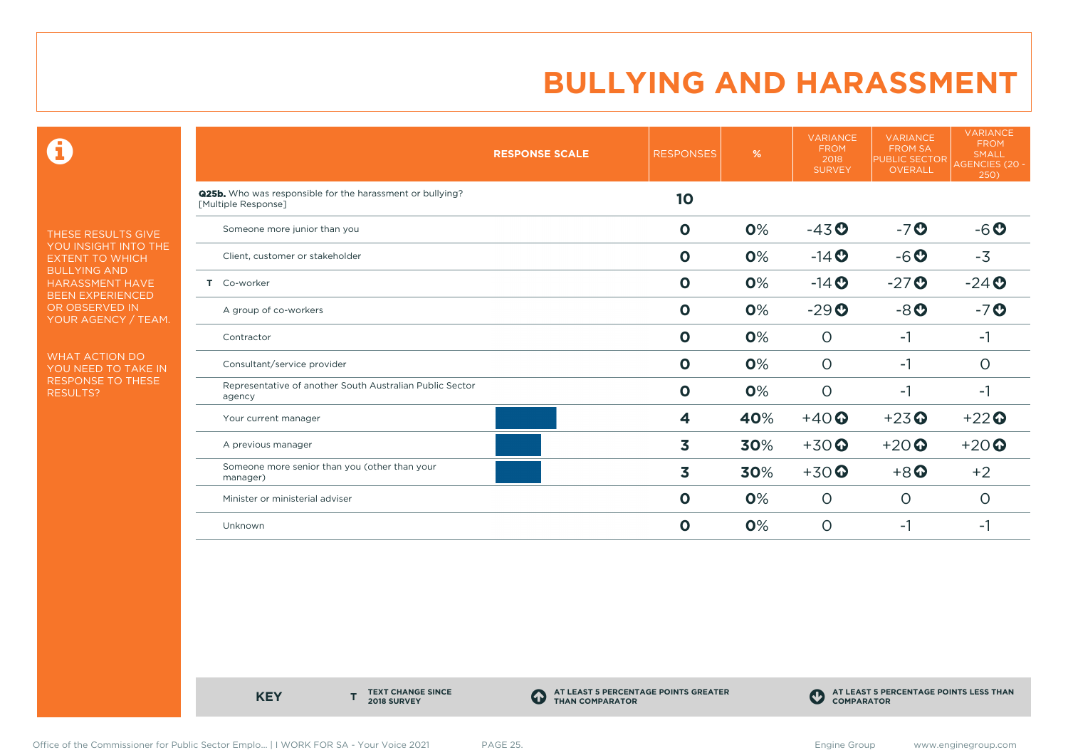# BULLYING AND HARASSMENT

THESE RESULTS GIVE YOU INSIGHT INTO THE EXTENT TO WHICH BULLYING AND HARASSMENT HAVE BEEN EXPERIENCED OR OBSERVED IN YOUR AGENCY / TEAM.

WHAT ACTION DO YOU NEED TO TAKE IN RESPONSE TO THESE RESULTS?

| RESPONSE SCALE | RESPONSES | % | VARIANCE FROM 2018 SURVEY | VARIANCE FROM SA PUBLIC SECTOR OVERALL | VARIANCE FROM SMALL AGENCIES (20 - 250) |
|---|---|---|---|---|---|
| **Q25b.** Who was responsible for the harassment or bullying? [Multiple Response] | **10** | | | | |
| Someone more junior than you | **0** | **0**% | -43 ⬇ | -7 ⬇ | -6 ⬇ |
| Client, customer or stakeholder | **0** | **0**% | -14 ⬇ | -6 ⬇ | -3 |
| T Co-worker | **0** | **0**% | -14 ⬇ | -27 ⬇ | -24 ⬇ |
| A group of co-workers | **0** | **0**% | -29 ⬇ | -8 ⬇ | -7 ⬇ |
| Contractor | **0** | **0**% | 0 | -1 | -1 |
| Consultant/service provider | **0** | **0**% | 0 | -1 | 0 |
| Representative of another South Australian Public Sector agency | **0** | **0**% | 0 | -1 | -1 |
| Your current manager | **4** | **40**% | +40 ⬆ | +23 ⬆ | +22 ⬆ |
| A previous manager | **3** | **30**% | +30 ⬆ | +20 ⬆ | +20 ⬆ |
| Someone more senior than you (other than your manager) | **3** | **30**% | +30 ⬆ | +8 ⬆ | +2 |
| Minister or ministerial adviser | **0** | **0**% | 0 | 0 | 0 |
| Unknown | **0** | **0**% | 0 | -1 | -1 |

**KEY**

**T** TEXT CHANGE SINCE 2018 SURVEY

⬆ AT LEAST 5 PERCENTAGE POINTS GREATER THAN COMPARATOR

⬇ AT LEAST 5 PERCENTAGE POINTS LESS THAN COMPARATOR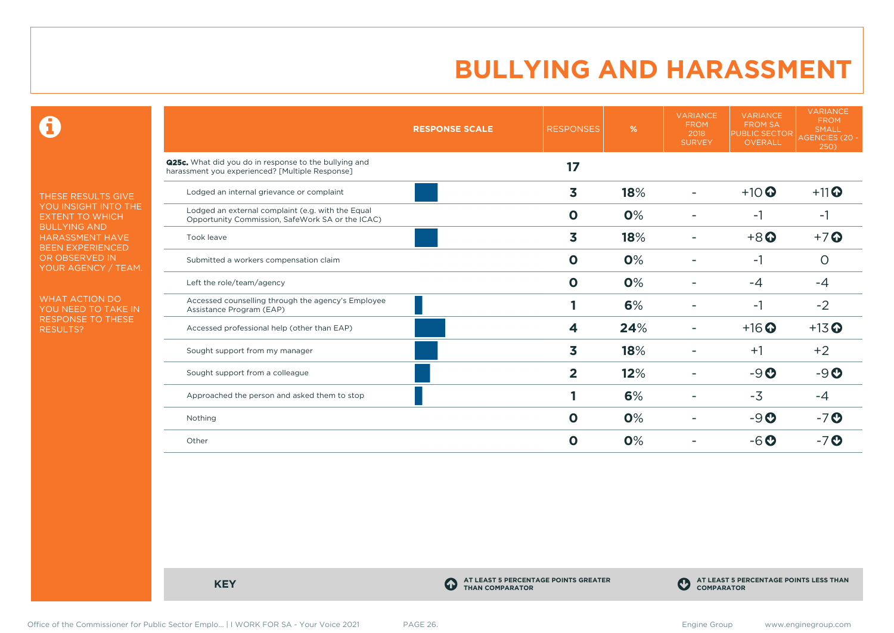# BULLYING AND HARASSMENT

THESE RESULTS GIVE YOU INSIGHT INTO THE EXTENT TO WHICH BULLYING AND HARASSMENT HAVE BEEN EXPERIENCED OR OBSERVED IN YOUR AGENCY / TEAM.

WHAT ACTION DO YOU NEED TO TAKE IN RESPONSE TO THESE RESULTS?

| | RESPONSE SCALE | RESPONSES | % | VARIANCE FROM 2018 SURVEY | VARIANCE FROM SA PUBLIC SECTOR OVERALL | VARIANCE FROM SMALL AGENCIES (20 - 250) |
|---|---|---|---|---|---|---|
| **Q25c.** What did you do in response to the bullying and harassment you experienced? [Multiple Response] | | **17** | | | | |
| Lodged an internal grievance or complaint | | **3** | **18**% | - | +10 ⬆ | +11 ⬆ |
| Lodged an external complaint (e.g. with the Equal Opportunity Commission, SafeWork SA or the ICAC) | | **0** | **0**% | - | -1 | -1 |
| Took leave | | **3** | **18**% | - | +8 ⬆ | +7 ⬆ |
| Submitted a workers compensation claim | | **0** | **0**% | - | -1 | 0 |
| Left the role/team/agency | | **0** | **0**% | - | -4 | -4 |
| Accessed counselling through the agency's Employee Assistance Program (EAP) | | **1** | **6**% | - | -1 | -2 |
| Accessed professional help (other than EAP) | | **4** | **24**% | - | +16 ⬆ | +13 ⬆ |
| Sought support from my manager | | **3** | **18**% | - | +1 | +2 |
| Sought support from a colleague | | **2** | **12**% | - | -9 ⬇ | -9 ⬇ |
| Approached the person and asked them to stop | | **1** | **6**% | - | -3 | -4 |
| Nothing | | **0** | **0**% | - | -9 ⬇ | -7 ⬇ |
| Other | | **0** | **0**% | - | -6 ⬇ | -7 ⬇ |

**KEY**

⬆ AT LEAST 5 PERCENTAGE POINTS GREATER THAN COMPARATOR

⬇ AT LEAST 5 PERCENTAGE POINTS LESS THAN COMPARATOR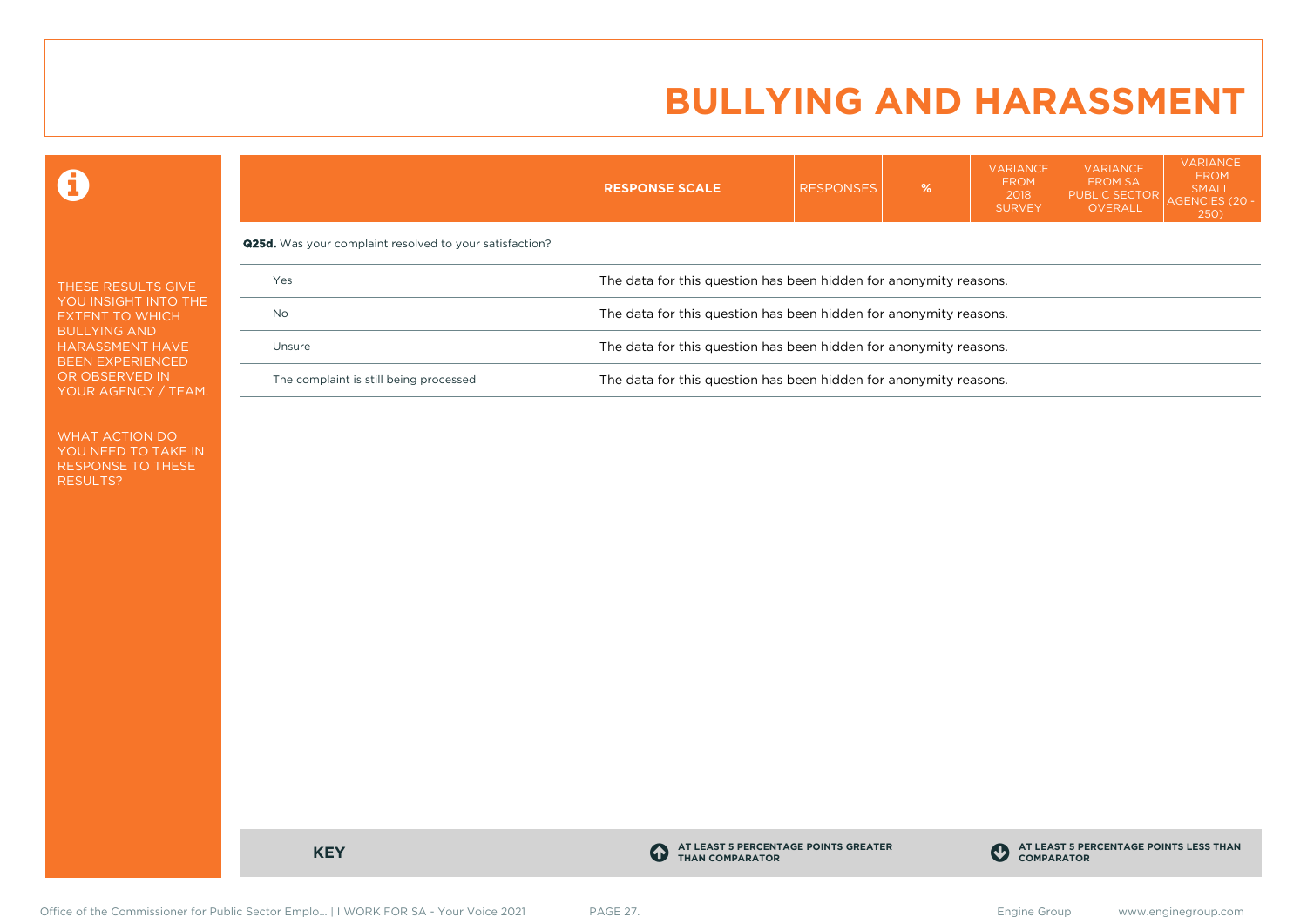# BULLYING AND HARASSMENT

THESE RESULTS GIVE YOU INSIGHT INTO THE EXTENT TO WHICH BULLYING AND HARASSMENT HAVE BEEN EXPERIENCED OR OBSERVED IN YOUR AGENCY / TEAM.

WHAT ACTION DO YOU NEED TO TAKE IN RESPONSE TO THESE RESULTS?

| | RESPONSE SCALE | RESPONSES | % | VARIANCE FROM 2018 SURVEY | VARIANCE FROM SA PUBLIC SECTOR OVERALL | VARIANCE FROM SMALL AGENCIES (20 - 250) |
|---|---|---|---|---|---|---|
| **Q25d.** Was your complaint resolved to your satisfaction? | | | | | | |
| Yes | The data for this question has been hidden for anonymity reasons. | | | | | |
| No | The data for this question has been hidden for anonymity reasons. | | | | | |
| Unsure | The data for this question has been hidden for anonymity reasons. | | | | | |
| The complaint is still being processed | The data for this question has been hidden for anonymity reasons. | | | | | |

**KEY**

AT LEAST 5 PERCENTAGE POINTS GREATER THAN COMPARATOR

AT LEAST 5 PERCENTAGE POINTS LESS THAN COMPARATOR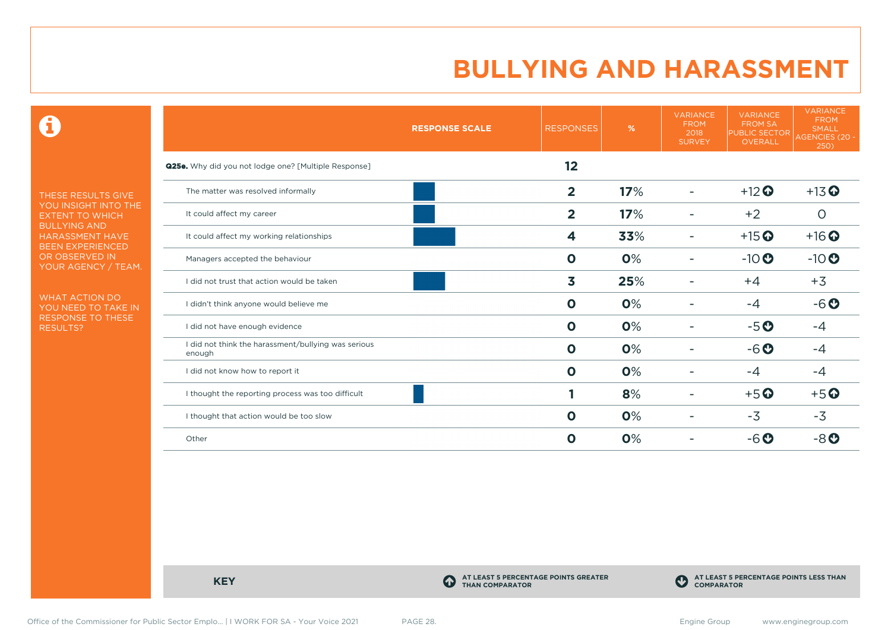# BULLYING AND HARASSMENT

THESE RESULTS GIVE YOU INSIGHT INTO THE EXTENT TO WHICH BULLYING AND HARASSMENT HAVE BEEN EXPERIENCED OR OBSERVED IN YOUR AGENCY / TEAM.

WHAT ACTION DO YOU NEED TO TAKE IN RESPONSE TO THESE RESULTS?

| RESPONSE SCALE | RESPONSES | % | VARIANCE FROM 2018 SURVEY | VARIANCE FROM SA PUBLIC SECTOR OVERALL | VARIANCE FROM SMALL AGENCIES (20 - 250) |
|---|---|---|---|---|---|
| **Q25e.** Why did you not lodge one? [Multiple Response] | **12** | | | | |
| The matter was resolved informally | **2** | **17**% | - | +12 ⬆ | +13 ⬆ |
| It could affect my career | **2** | **17**% | - | +2 | 0 |
| It could affect my working relationships | **4** | **33**% | - | +15 ⬆ | +16 ⬆ |
| Managers accepted the behaviour | **0** | **0**% | - | -10 ⬇ | -10 ⬇ |
| I did not trust that action would be taken | **3** | **25**% | - | +4 | +3 |
| I didn't think anyone would believe me | **0** | **0**% | - | -4 | -6 ⬇ |
| I did not have enough evidence | **0** | **0**% | - | -5 ⬇ | -4 |
| I did not think the harassment/bullying was serious enough | **0** | **0**% | - | -6 ⬇ | -4 |
| I did not know how to report it | **0** | **0**% | - | -4 | -4 |
| I thought the reporting process was too difficult | **1** | **8**% | - | +5 ⬆ | +5 ⬆ |
| I thought that action would be too slow | **0** | **0**% | - | -3 | -3 |
| Other | **0** | **0**% | - | -6 ⬇ | -8 ⬇ |

**KEY**

⬆ AT LEAST 5 PERCENTAGE POINTS GREATER THAN COMPARATOR

⬇ AT LEAST 5 PERCENTAGE POINTS LESS THAN COMPARATOR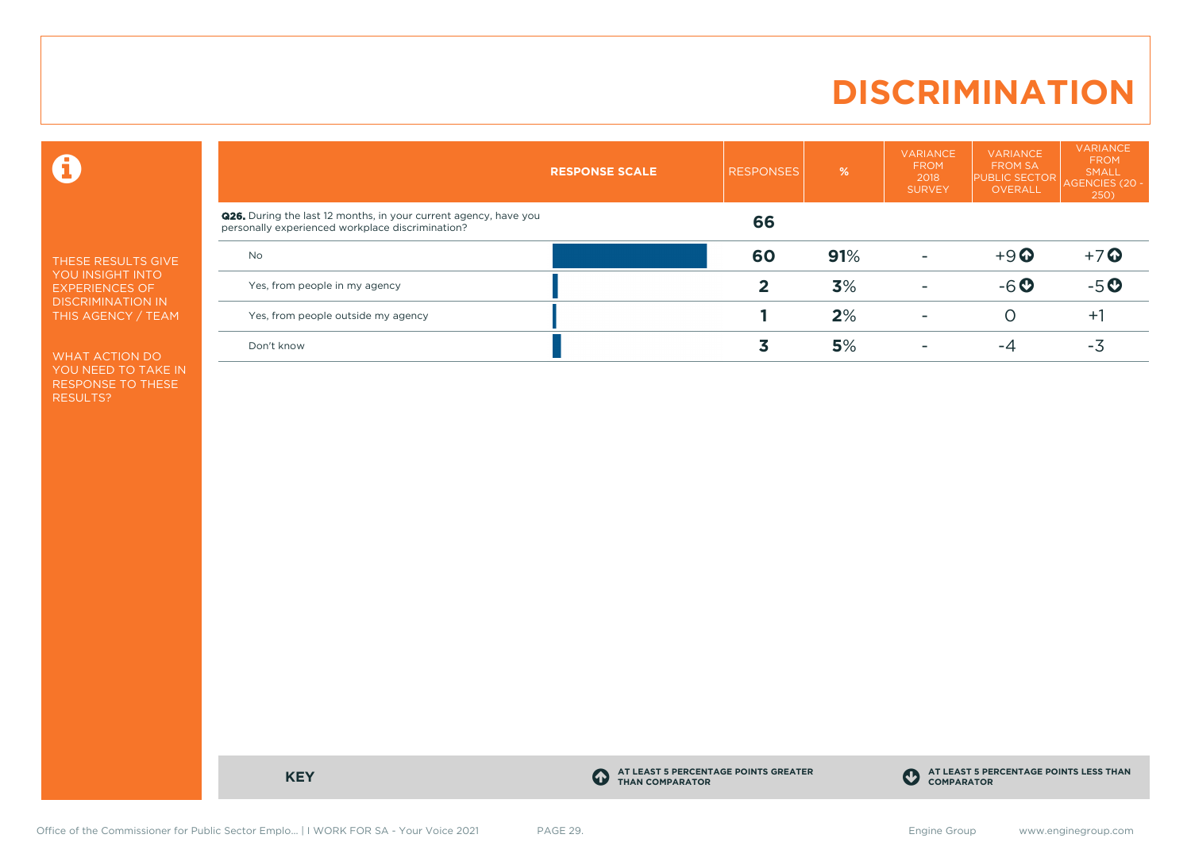# DISCRIMINATION

THESE RESULTS GIVE YOU INSIGHT INTO EXPERIENCES OF DISCRIMINATION IN THIS AGENCY / TEAM

WHAT ACTION DO YOU NEED TO TAKE IN RESPONSE TO THESE RESULTS?

| | RESPONSE SCALE | RESPONSES | % | VARIANCE FROM 2018 SURVEY | VARIANCE FROM SA PUBLIC SECTOR OVERALL | VARIANCE FROM SMALL AGENCIES (20 - 250) |
|---|---|---|---|---|---|---|
| **Q26.** During the last 12 months, in your current agency, have you personally experienced workplace discrimination? | | **66** | | | | |
| No | | **60** | **91**% | - | +9 ↑ | +7 ↑ |
| Yes, from people in my agency | | **2** | **3**% | - | -6 ↓ | -5 ↓ |
| Yes, from people outside my agency | | **1** | **2**% | - | 0 | +1 |
| Don't know | | **3** | **5**% | - | -4 | -3 |

**KEY**

↑ AT LEAST 5 PERCENTAGE POINTS GREATER THAN COMPARATOR

↓ AT LEAST 5 PERCENTAGE POINTS LESS THAN COMPARATOR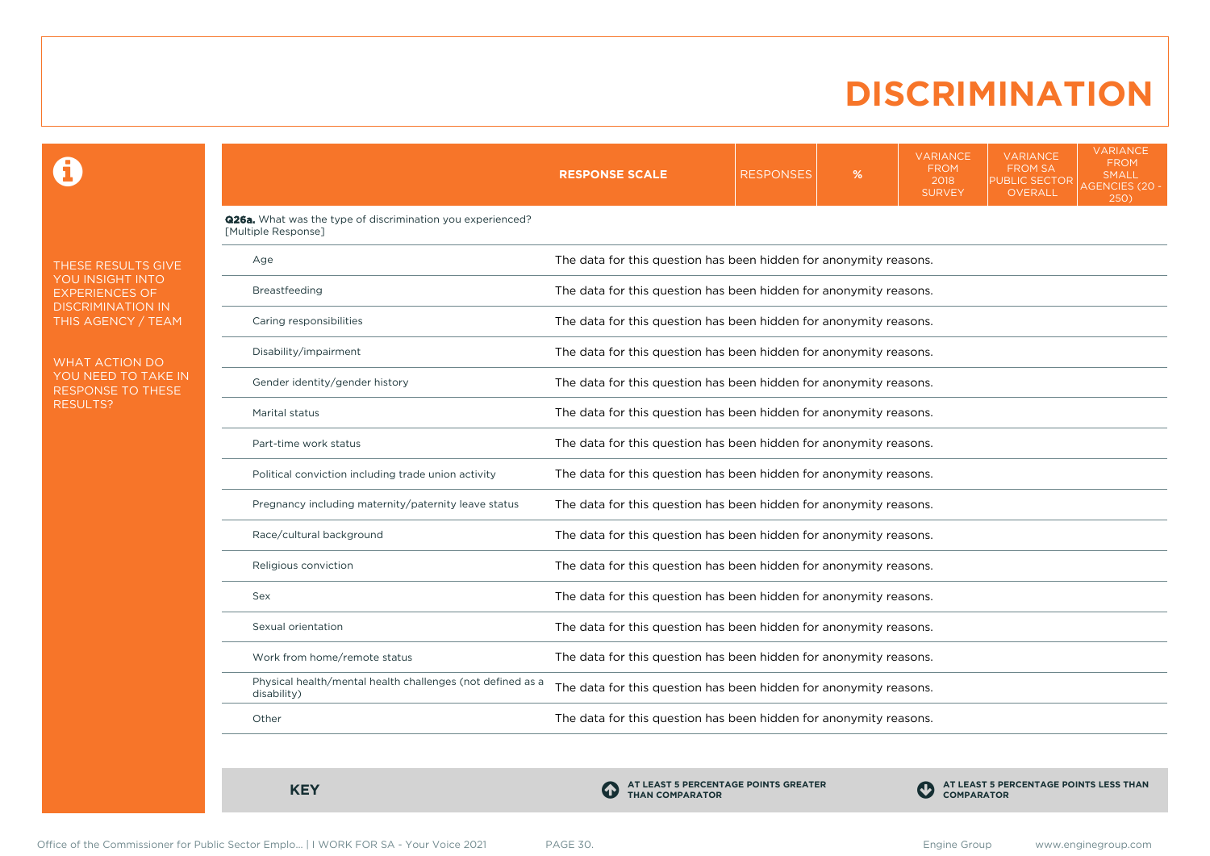# DISCRIMINATION

THESE RESULTS GIVE YOU INSIGHT INTO EXPERIENCES OF DISCRIMINATION IN THIS AGENCY / TEAM

WHAT ACTION DO YOU NEED TO TAKE IN RESPONSE TO THESE RESULTS?

| | RESPONSE SCALE | RESPONSES | % | VARIANCE FROM 2018 SURVEY | VARIANCE FROM SA PUBLIC SECTOR OVERALL | VARIANCE FROM SMALL AGENCIES (20 - 250) |
|---|---|---|---|---|---|---|
| **Q26a.** What was the type of discrimination you experienced? [Multiple Response] | | | | | | |
| Age | The data for this question has been hidden for anonymity reasons. | | | | | |
| Breastfeeding | The data for this question has been hidden for anonymity reasons. | | | | | |
| Caring responsibilities | The data for this question has been hidden for anonymity reasons. | | | | | |
| Disability/impairment | The data for this question has been hidden for anonymity reasons. | | | | | |
| Gender identity/gender history | The data for this question has been hidden for anonymity reasons. | | | | | |
| Marital status | The data for this question has been hidden for anonymity reasons. | | | | | |
| Part-time work status | The data for this question has been hidden for anonymity reasons. | | | | | |
| Political conviction including trade union activity | The data for this question has been hidden for anonymity reasons. | | | | | |
| Pregnancy including maternity/paternity leave status | The data for this question has been hidden for anonymity reasons. | | | | | |
| Race/cultural background | The data for this question has been hidden for anonymity reasons. | | | | | |
| Religious conviction | The data for this question has been hidden for anonymity reasons. | | | | | |
| Sex | The data for this question has been hidden for anonymity reasons. | | | | | |
| Sexual orientation | The data for this question has been hidden for anonymity reasons. | | | | | |
| Work from home/remote status | The data for this question has been hidden for anonymity reasons. | | | | | |
| Physical health/mental health challenges (not defined as a disability) | The data for this question has been hidden for anonymity reasons. | | | | | |
| Other | The data for this question has been hidden for anonymity reasons. | | | | | |

**KEY**

**AT LEAST 5 PERCENTAGE POINTS GREATER THAN COMPARATOR**

**AT LEAST 5 PERCENTAGE POINTS LESS THAN COMPARATOR**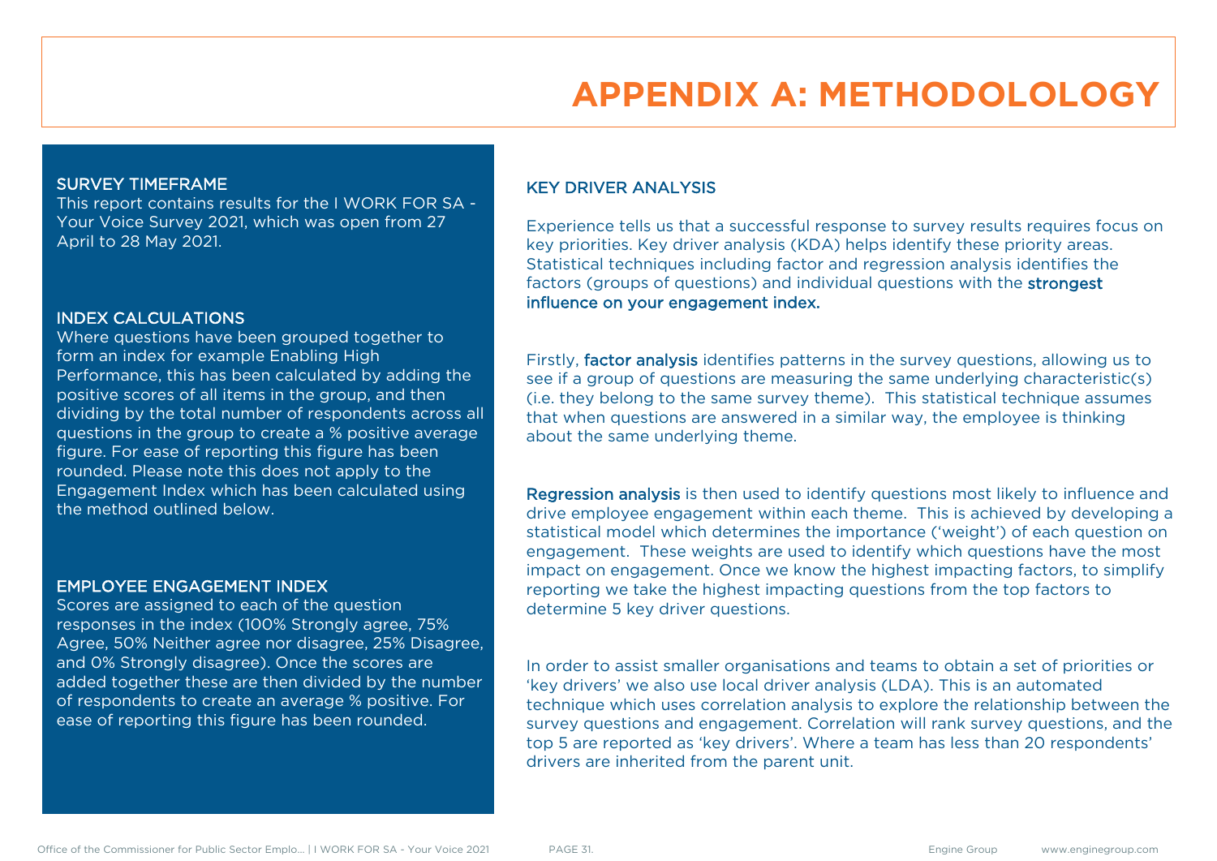# APPENDIX A: METHODOLOLOGY

## SURVEY TIMEFRAME

This report contains results for the I WORK FOR SA - Your Voice Survey 2021, which was open from 27 April to 28 May 2021.

## INDEX CALCULATIONS

Where questions have been grouped together to form an index for example Enabling High Performance, this has been calculated by adding the positive scores of all items in the group, and then dividing by the total number of respondents across all questions in the group to create a % positive average figure. For ease of reporting this figure has been rounded. Please note this does not apply to the Engagement Index which has been calculated using the method outlined below.

## EMPLOYEE ENGAGEMENT INDEX

Scores are assigned to each of the question responses in the index (100% Strongly agree, 75% Agree, 50% Neither agree nor disagree, 25% Disagree, and 0% Strongly disagree). Once the scores are added together these are then divided by the number of respondents to create an average % positive. For ease of reporting this figure has been rounded.

## KEY DRIVER ANALYSIS

Experience tells us that a successful response to survey results requires focus on key priorities. Key driver analysis (KDA) helps identify these priority areas. Statistical techniques including factor and regression analysis identifies the factors (groups of questions) and individual questions with the **strongest influence on your engagement index.**

Firstly, **factor analysis** identifies patterns in the survey questions, allowing us to see if a group of questions are measuring the same underlying characteristic(s) (i.e. they belong to the same survey theme). This statistical technique assumes that when questions are answered in a similar way, the employee is thinking about the same underlying theme.

**Regression analysis** is then used to identify questions most likely to influence and drive employee engagement within each theme. This is achieved by developing a statistical model which determines the importance ('weight') of each question on engagement. These weights are used to identify which questions have the most impact on engagement. Once we know the highest impacting factors, to simplify reporting we take the highest impacting questions from the top factors to determine 5 key driver questions.

In order to assist smaller organisations and teams to obtain a set of priorities or 'key drivers' we also use local driver analysis (LDA). This is an automated technique which uses correlation analysis to explore the relationship between the survey questions and engagement. Correlation will rank survey questions, and the top 5 are reported as 'key drivers'. Where a team has less than 20 respondents' drivers are inherited from the parent unit.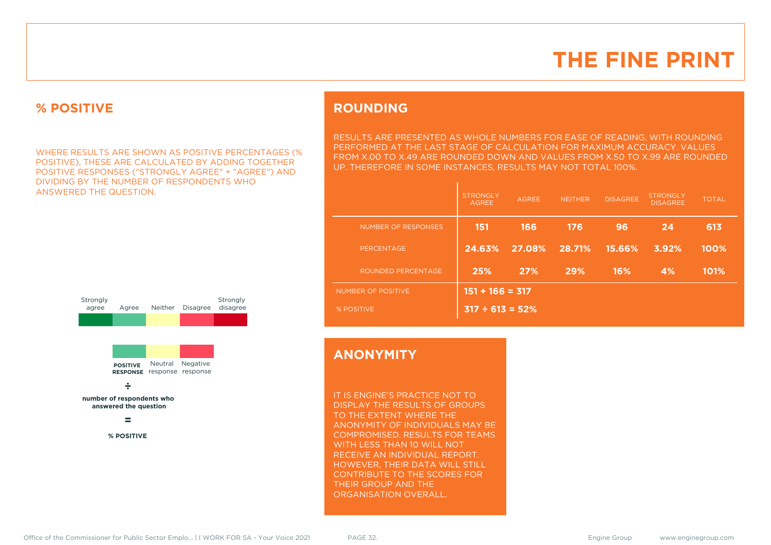# THE FINE PRINT

## % POSITIVE

WHERE RESULTS ARE SHOWN AS POSITIVE PERCENTAGES (% POSITIVE), THESE ARE CALCULATED BY ADDING TOGETHER POSITIVE RESPONSES ("STRONGLY AGREE" + "AGREE") AND DIVIDING BY THE NUMBER OF RESPONDENTS WHO ANSWERED THE QUESTION.

Strongly agree
Agree
Neither
Disagree
Strongly disagree

**POSITIVE RESPONSE**
Neutral response
Negative response

÷

**number of respondents who answered the question**

=

**% POSITIVE**

## ROUNDING

RESULTS ARE PRESENTED AS WHOLE NUMBERS FOR EASE OF READING, WITH ROUNDING PERFORMED AT THE LAST STAGE OF CALCULATION FOR MAXIMUM ACCURACY. VALUES FROM X.00 TO X.49 ARE ROUNDED DOWN AND VALUES FROM X.50 TO X.99 ARE ROUNDED UP. THEREFORE IN SOME INSTANCES, RESULTS MAY NOT TOTAL 100%.

| | STRONGLY AGREE | AGREE | NEITHER | DISAGREE | STRONGLY DISAGREE | TOTAL |
|---|---|---|---|---|---|---|
| NUMBER OF RESPONSES | **151** | **166** | **176** | **96** | **24** | **613** |
| PERCENTAGE | **24.63%** | **27.08%** | **28.71%** | **15.66%** | **3.92%** | **100%** |
| ROUNDED PERCENTAGE | **25%** | **27%** | **29%** | **16%** | **4%** | **101%** |
| NUMBER OF POSITIVE | **151 + 166 = 317** | | | | | |
| % POSITIVE | **317 ÷ 613 = 52%** | | | | | |

## ANONYMITY

IT IS ENGINE'S PRACTICE NOT TO DISPLAY THE RESULTS OF GROUPS TO THE EXTENT WHERE THE ANONYMITY OF INDIVIDUALS MAY BE COMPROMISED. RESULTS FOR TEAMS WITH LESS THAN 10 WILL NOT RECEIVE AN INDIVIDUAL REPORT. HOWEVER, THEIR DATA WILL STILL CONTRIBUTE TO THE SCORES FOR THEIR GROUP AND THE ORGANISATION OVERALL.